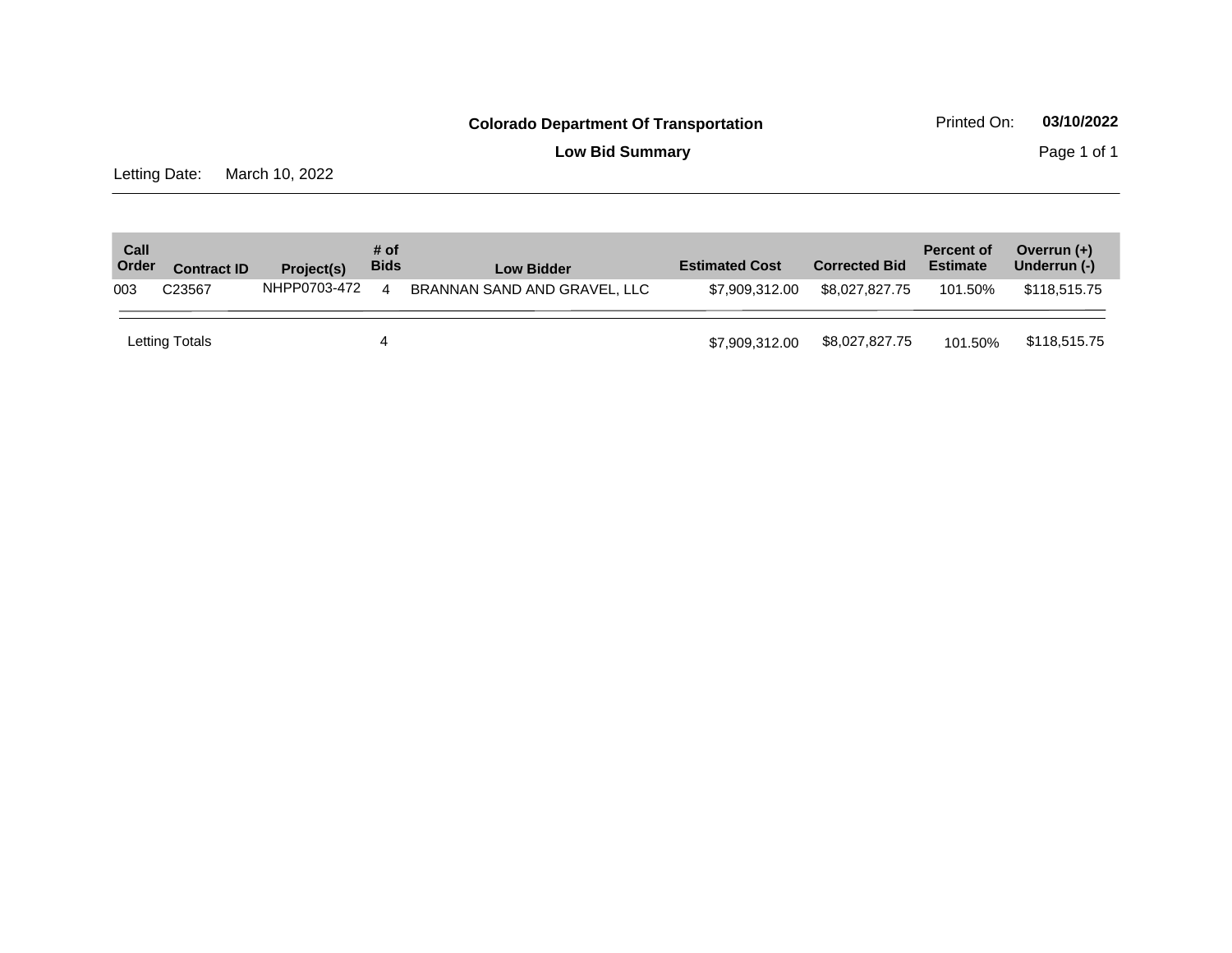**Colorado Department Of Transportation**

Printed On: **03/10/2022**

**Low Bid Summary**

Letting Date: March 10, 2022

| Call Order | Contract ID | Project(s) | # of Bids | Low Bidder | Estimated Cost | Corrected Bid | Percent of Estimate | Overrun (+) Underrun (-) |
|---|---|---|---|---|---|---|---|---|
| 003 | C23567 | NHPP0703-472 | 4 | BRANNAN SAND AND GRAVEL, LLC | $7,909,312.00 | $8,027,827.75 | 101.50% | $118,515.75 |
| Letting Totals | | | 4 | | $7,909,312.00 | $8,027,827.75 | 101.50% | $118,515.75 |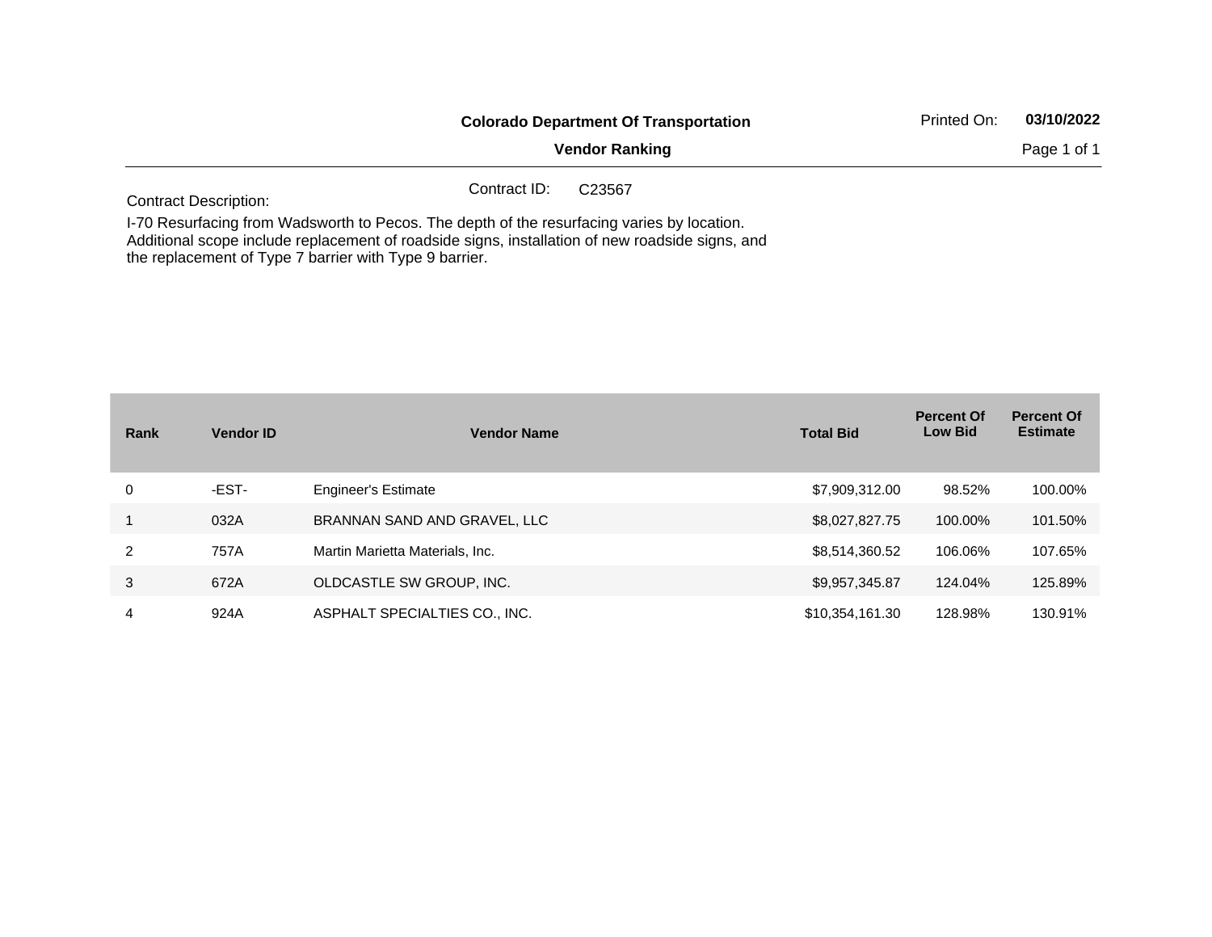**Colorado Department Of Transportation**

**Vendor Ranking**

Printed On: **03/10/2022**

Contract ID: C23567

Contract Description:

I-70 Resurfacing from Wadsworth to Pecos. The depth of the resurfacing varies by location. Additional scope include replacement of roadside signs, installation of new roadside signs, and the replacement of Type 7 barrier with Type 9 barrier.

| Rank | Vendor ID | Vendor Name | Total Bid | Percent Of Low Bid | Percent Of Estimate |
|---|---|---|---|---|---|
| 0 | -EST- | Engineer's Estimate | $7,909,312.00 | 98.52% | 100.00% |
| 1 | 032A | BRANNAN SAND AND GRAVEL, LLC | $8,027,827.75 | 100.00% | 101.50% |
| 2 | 757A | Martin Marietta Materials, Inc. | $8,514,360.52 | 106.06% | 107.65% |
| 3 | 672A | OLDCASTLE SW GROUP, INC. | $9,957,345.87 | 124.04% | 125.89% |
| 4 | 924A | ASPHALT SPECIALTIES CO., INC. | $10,354,161.30 | 128.98% | 130.91% |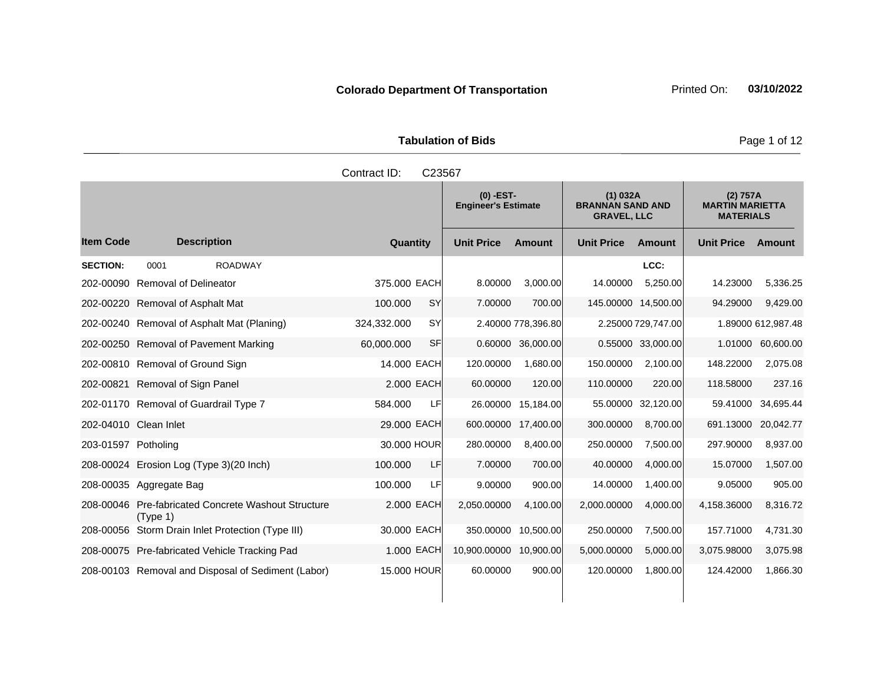**Colorado Department Of Transportation** Printed On: **03/10/2022**

**Tabulation of Bids**

Contract ID: C23567

| Item Code | Description | Quantity | | (0) -EST- Engineer's Estimate Unit Price | Amount | (1) 032A BRANNAN SAND AND GRAVEL, LLC Unit Price | Amount | (2) 757A MARTIN MARIETTA MATERIALS Unit Price | Amount |
|---|---|---|---|---|---|---|---|---|---|
| **SECTION:** | 0001 ROADWAY | | | | | | LCC: | | |
| 202-00090 | Removal of Delineator | 375.000 | EACH | 8.00000 | 3,000.00 | 14.00000 | 5,250.00 | 14.23000 | 5,336.25 |
| 202-00220 | Removal of Asphalt Mat | 100.000 | SY | 7.00000 | 700.00 | 145.00000 | 14,500.00 | 94.29000 | 9,429.00 |
| 202-00240 | Removal of Asphalt Mat (Planing) | 324,332.000 | SY | 2.40000 | 778,396.80 | 2.25000 | 729,747.00 | 1.89000 | 612,987.48 |
| 202-00250 | Removal of Pavement Marking | 60,000.000 | SF | 0.60000 | 36,000.00 | 0.55000 | 33,000.00 | 1.01000 | 60,600.00 |
| 202-00810 | Removal of Ground Sign | 14.000 | EACH | 120.00000 | 1,680.00 | 150.00000 | 2,100.00 | 148.22000 | 2,075.08 |
| 202-00821 | Removal of Sign Panel | 2.000 | EACH | 60.00000 | 120.00 | 110.00000 | 220.00 | 118.58000 | 237.16 |
| 202-01170 | Removal of Guardrail Type 7 | 584.000 | LF | 26.00000 | 15,184.00 | 55.00000 | 32,120.00 | 59.41000 | 34,695.44 |
| 202-04010 | Clean Inlet | 29.000 | EACH | 600.00000 | 17,400.00 | 300.00000 | 8,700.00 | 691.13000 | 20,042.77 |
| 203-01597 | Potholing | 30.000 | HOUR | 280.00000 | 8,400.00 | 250.00000 | 7,500.00 | 297.90000 | 8,937.00 |
| 208-00024 | Erosion Log (Type 3)(20 Inch) | 100.000 | LF | 7.00000 | 700.00 | 40.00000 | 4,000.00 | 15.07000 | 1,507.00 |
| 208-00035 | Aggregate Bag | 100.000 | LF | 9.00000 | 900.00 | 14.00000 | 1,400.00 | 9.05000 | 905.00 |
| 208-00046 | Pre-fabricated Concrete Washout Structure (Type 1) | 2.000 | EACH | 2,050.00000 | 4,100.00 | 2,000.00000 | 4,000.00 | 4,158.36000 | 8,316.72 |
| 208-00056 | Storm Drain Inlet Protection (Type III) | 30.000 | EACH | 350.00000 | 10,500.00 | 250.00000 | 7,500.00 | 157.71000 | 4,731.30 |
| 208-00075 | Pre-fabricated Vehicle Tracking Pad | 1.000 | EACH | 10,900.00000 | 10,900.00 | 5,000.00000 | 5,000.00 | 3,075.98000 | 3,075.98 |
| 208-00103 | Removal and Disposal of Sediment (Labor) | 15.000 | HOUR | 60.00000 | 900.00 | 120.00000 | 1,800.00 | 124.42000 | 1,866.30 |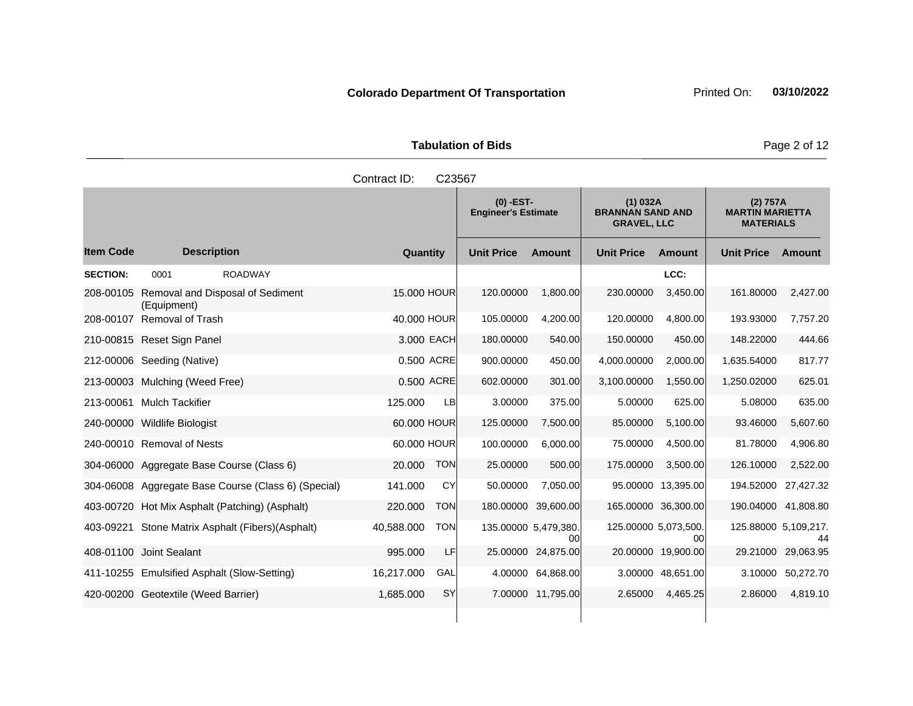**Colorado Department Of Transportation**

Printed On: **03/10/2022**

**Tabulation of Bids**

Contract ID: C23567

| Item Code | Description | Quantity | | (0) -EST- Engineer's Estimate | | (1) 032A BRANNAN SAND AND GRAVEL, LLC | | (2) 757A MARTIN MARIETTA MATERIALS | |
|---|---|---|---|---|---|---|---|---|---|
| | | | | Unit Price | Amount | Unit Price | Amount | Unit Price | Amount |
| **SECTION:** | 0001 ROADWAY | | | | | | LCC: | | |
| 208-00105 | Removal and Disposal of Sediment (Equipment) | 15.000 | HOUR | 120.00000 | 1,800.00 | 230.00000 | 3,450.00 | 161.80000 | 2,427.00 |
| 208-00107 | Removal of Trash | 40.000 | HOUR | 105.00000 | 4,200.00 | 120.00000 | 4,800.00 | 193.93000 | 7,757.20 |
| 210-00815 | Reset Sign Panel | 3.000 | EACH | 180.00000 | 540.00 | 150.00000 | 450.00 | 148.22000 | 444.66 |
| 212-00006 | Seeding (Native) | 0.500 | ACRE | 900.00000 | 450.00 | 4,000.00000 | 2,000.00 | 1,635.54000 | 817.77 |
| 213-00003 | Mulching (Weed Free) | 0.500 | ACRE | 602.00000 | 301.00 | 3,100.00000 | 1,550.00 | 1,250.02000 | 625.01 |
| 213-00061 | Mulch Tackifier | 125.000 | LB | 3.00000 | 375.00 | 5.00000 | 625.00 | 5.08000 | 635.00 |
| 240-00000 | Wildlife Biologist | 60.000 | HOUR | 125.00000 | 7,500.00 | 85.00000 | 5,100.00 | 93.46000 | 5,607.60 |
| 240-00010 | Removal of Nests | 60.000 | HOUR | 100.00000 | 6,000.00 | 75.00000 | 4,500.00 | 81.78000 | 4,906.80 |
| 304-06000 | Aggregate Base Course (Class 6) | 20.000 | TON | 25.00000 | 500.00 | 175.00000 | 3,500.00 | 126.10000 | 2,522.00 |
| 304-06008 | Aggregate Base Course (Class 6) (Special) | 141.000 | CY | 50.00000 | 7,050.00 | 95.00000 | 13,395.00 | 194.52000 | 27,427.32 |
| 403-00720 | Hot Mix Asphalt (Patching) (Asphalt) | 220.000 | TON | 180.00000 | 39,600.00 | 165.00000 | 36,300.00 | 190.04000 | 41,808.80 |
| 403-09221 | Stone Matrix Asphalt (Fibers)(Asphalt) | 40,588.000 | TON | 135.00000 | 5,479,380.00 | 125.00000 | 5,073,500.00 | 125.88000 | 5,109,217.44 |
| 408-01100 | Joint Sealant | 995.000 | LF | 25.00000 | 24,875.00 | 20.00000 | 19,900.00 | 29.21000 | 29,063.95 |
| 411-10255 | Emulsified Asphalt (Slow-Setting) | 16,217.000 | GAL | 4.00000 | 64,868.00 | 3.00000 | 48,651.00 | 3.10000 | 50,272.70 |
| 420-00200 | Geotextile (Weed Barrier) | 1,685.000 | SY | 7.00000 | 11,795.00 | 2.65000 | 4,465.25 | 2.86000 | 4,819.10 |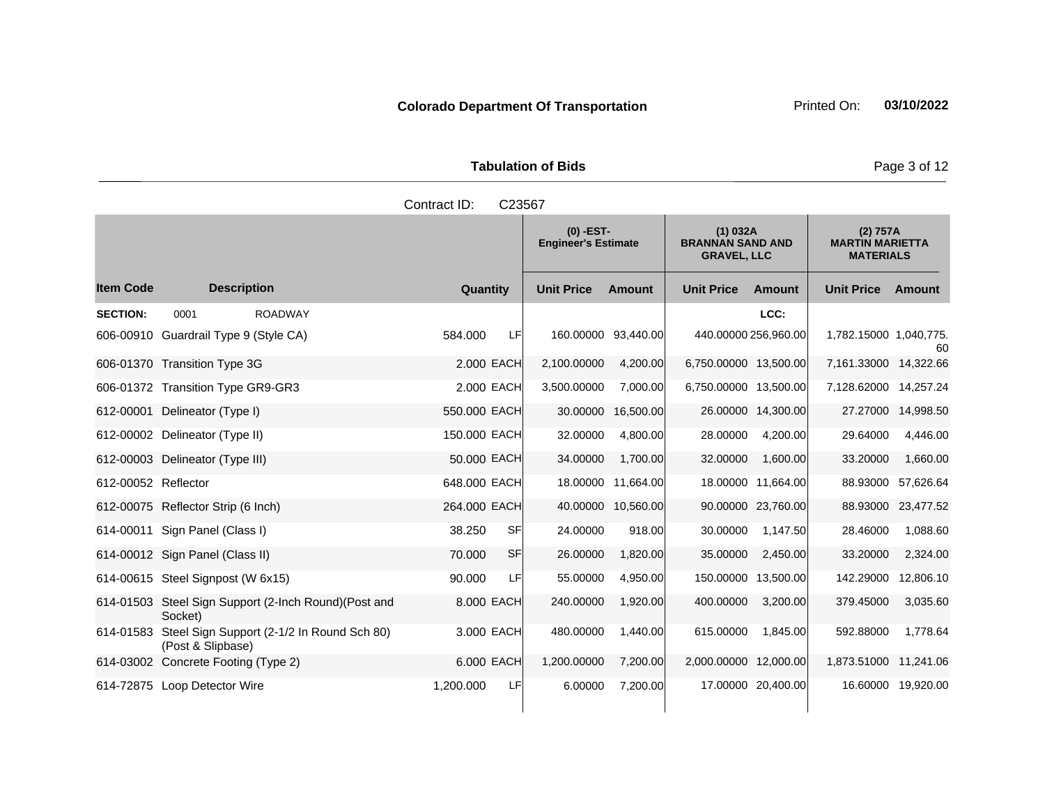**Colorado Department Of Transportation** Printed On: **03/10/2022**

**Tabulation of Bids**

Contract ID: C23567

| Item Code | Description | Quantity | | (0) -EST- Engineer's Estimate | | (1) 032A BRANNAN SAND AND GRAVEL, LLC | | (2) 757A MARTIN MARIETTA MATERIALS | |
|---|---|---|---|---|---|---|---|---|---|
| | | | | Unit Price | Amount | Unit Price | Amount | Unit Price | Amount |
| **SECTION:** | 0001 ROADWAY | | | | | | LCC: | | |
| 606-00910 | Guardrail Type 9 (Style CA) | 584.000 | LF | 160.00000 | 93,440.00 | 440.00000 | 256,960.00 | 1,782.15000 | 1,040,775.60 |
| 606-01370 | Transition Type 3G | 2.000 | EACH | 2,100.00000 | 4,200.00 | 6,750.00000 | 13,500.00 | 7,161.33000 | 14,322.66 |
| 606-01372 | Transition Type GR9-GR3 | 2.000 | EACH | 3,500.00000 | 7,000.00 | 6,750.00000 | 13,500.00 | 7,128.62000 | 14,257.24 |
| 612-00001 | Delineator (Type I) | 550.000 | EACH | 30.00000 | 16,500.00 | 26.00000 | 14,300.00 | 27.27000 | 14,998.50 |
| 612-00002 | Delineator (Type II) | 150.000 | EACH | 32.00000 | 4,800.00 | 28.00000 | 4,200.00 | 29.64000 | 4,446.00 |
| 612-00003 | Delineator (Type III) | 50.000 | EACH | 34.00000 | 1,700.00 | 32.00000 | 1,600.00 | 33.20000 | 1,660.00 |
| 612-00052 | Reflector | 648.000 | EACH | 18.00000 | 11,664.00 | 18.00000 | 11,664.00 | 88.93000 | 57,626.64 |
| 612-00075 | Reflector Strip (6 Inch) | 264.000 | EACH | 40.00000 | 10,560.00 | 90.00000 | 23,760.00 | 88.93000 | 23,477.52 |
| 614-00011 | Sign Panel (Class I) | 38.250 | SF | 24.00000 | 918.00 | 30.00000 | 1,147.50 | 28.46000 | 1,088.60 |
| 614-00012 | Sign Panel (Class II) | 70.000 | SF | 26.00000 | 1,820.00 | 35.00000 | 2,450.00 | 33.20000 | 2,324.00 |
| 614-00615 | Steel Signpost (W 6x15) | 90.000 | LF | 55.00000 | 4,950.00 | 150.00000 | 13,500.00 | 142.29000 | 12,806.10 |
| 614-01503 | Steel Sign Support (2-Inch Round)(Post and Socket) | 8.000 | EACH | 240.00000 | 1,920.00 | 400.00000 | 3,200.00 | 379.45000 | 3,035.60 |
| 614-01583 | Steel Sign Support (2-1/2 In Round Sch 80) (Post & Slipbase) | 3.000 | EACH | 480.00000 | 1,440.00 | 615.00000 | 1,845.00 | 592.88000 | 1,778.64 |
| 614-03002 | Concrete Footing (Type 2) | 6.000 | EACH | 1,200.00000 | 7,200.00 | 2,000.00000 | 12,000.00 | 1,873.51000 | 11,241.06 |
| 614-72875 | Loop Detector Wire | 1,200.000 | LF | 6.00000 | 7,200.00 | 17.00000 | 20,400.00 | 16.60000 | 19,920.00 |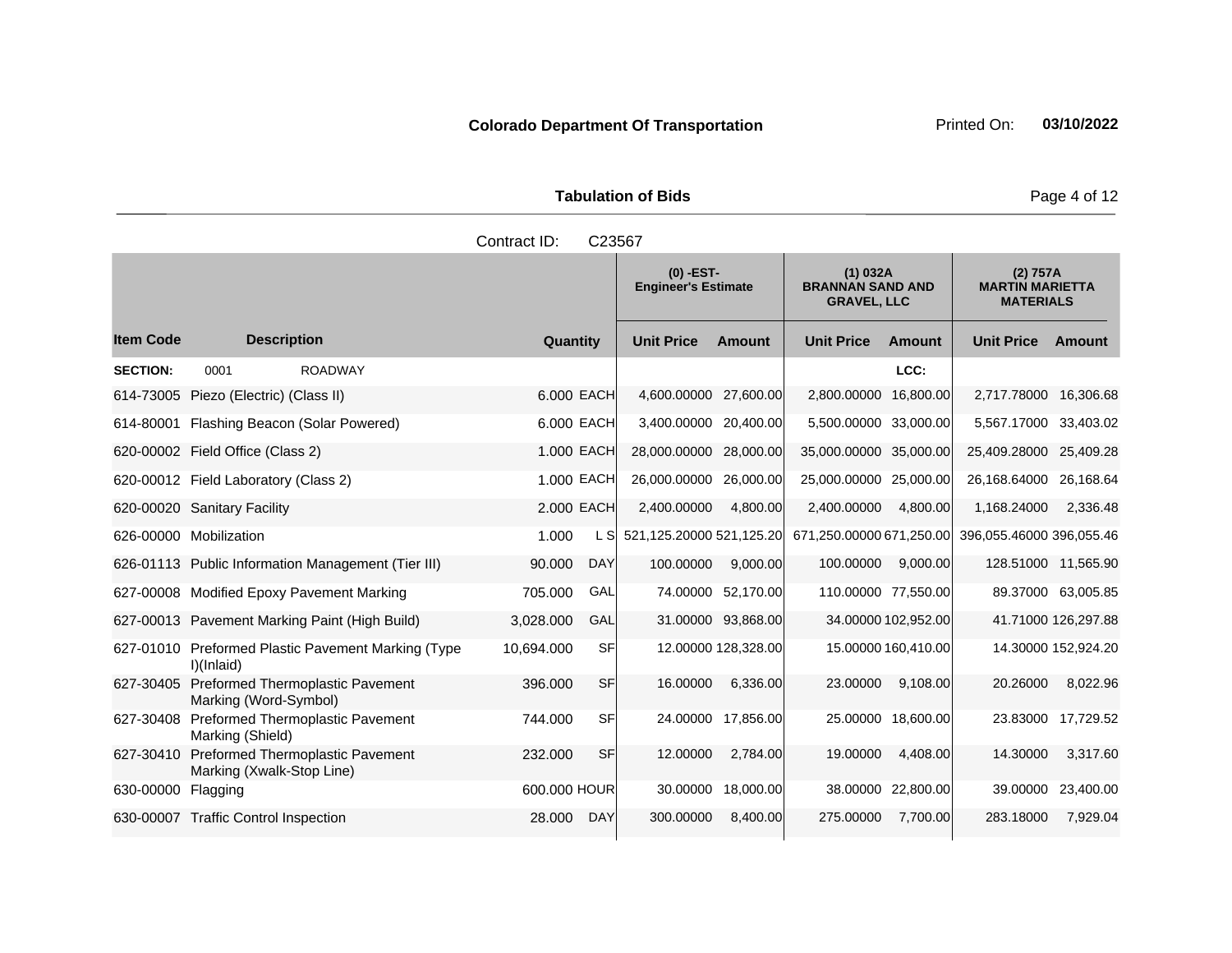**Colorado Department Of Transportation** Printed On: **03/10/2022**

**Tabulation of Bids**

Contract ID: C23567

| Item Code | Description | Quantity | | (0) -EST- Engineer's Estimate Unit Price | Amount | (1) 032A BRANNAN SAND AND GRAVEL, LLC Unit Price | Amount | (2) 757A MARTIN MARIETTA MATERIALS Unit Price | Amount |
|---|---|---|---|---|---|---|---|---|---|
| **SECTION:** | 0001 ROADWAY | | | | | | LCC: | | |
| 614-73005 | Piezo (Electric) (Class II) | 6.000 | EACH | 4,600.00000 | 27,600.00 | 2,800.00000 | 16,800.00 | 2,717.78000 | 16,306.68 |
| 614-80001 | Flashing Beacon (Solar Powered) | 6.000 | EACH | 3,400.00000 | 20,400.00 | 5,500.00000 | 33,000.00 | 5,567.17000 | 33,403.02 |
| 620-00002 | Field Office (Class 2) | 1.000 | EACH | 28,000.00000 | 28,000.00 | 35,000.00000 | 35,000.00 | 25,409.28000 | 25,409.28 |
| 620-00012 | Field Laboratory (Class 2) | 1.000 | EACH | 26,000.00000 | 26,000.00 | 25,000.00000 | 25,000.00 | 26,168.64000 | 26,168.64 |
| 620-00020 | Sanitary Facility | 2.000 | EACH | 2,400.00000 | 4,800.00 | 2,400.00000 | 4,800.00 | 1,168.24000 | 2,336.48 |
| 626-00000 | Mobilization | 1.000 | L S | 521,125.20000 | 521,125.20 | 671,250.00000 | 671,250.00 | 396,055.46000 | 396,055.46 |
| 626-01113 | Public Information Management (Tier III) | 90.000 | DAY | 100.00000 | 9,000.00 | 100.00000 | 9,000.00 | 128.51000 | 11,565.90 |
| 627-00008 | Modified Epoxy Pavement Marking | 705.000 | GAL | 74.00000 | 52,170.00 | 110.00000 | 77,550.00 | 89.37000 | 63,005.85 |
| 627-00013 | Pavement Marking Paint (High Build) | 3,028.000 | GAL | 31.00000 | 93,868.00 | 34.00000 | 102,952.00 | 41.71000 | 126,297.88 |
| 627-01010 | Preformed Plastic Pavement Marking (Type I)(Inlaid) | 10,694.000 | SF | 12.00000 | 128,328.00 | 15.00000 | 160,410.00 | 14.30000 | 152,924.20 |
| 627-30405 | Preformed Thermoplastic Pavement Marking (Word-Symbol) | 396.000 | SF | 16.00000 | 6,336.00 | 23.00000 | 9,108.00 | 20.26000 | 8,022.96 |
| 627-30408 | Preformed Thermoplastic Pavement Marking (Shield) | 744.000 | SF | 24.00000 | 17,856.00 | 25.00000 | 18,600.00 | 23.83000 | 17,729.52 |
| 627-30410 | Preformed Thermoplastic Pavement Marking (Xwalk-Stop Line) | 232.000 | SF | 12.00000 | 2,784.00 | 19.00000 | 4,408.00 | 14.30000 | 3,317.60 |
| 630-00000 | Flagging | 600.000 | HOUR | 30.00000 | 18,000.00 | 38.00000 | 22,800.00 | 39.00000 | 23,400.00 |
| 630-00007 | Traffic Control Inspection | 28.000 | DAY | 300.00000 | 8,400.00 | 275.00000 | 7,700.00 | 283.18000 | 7,929.04 |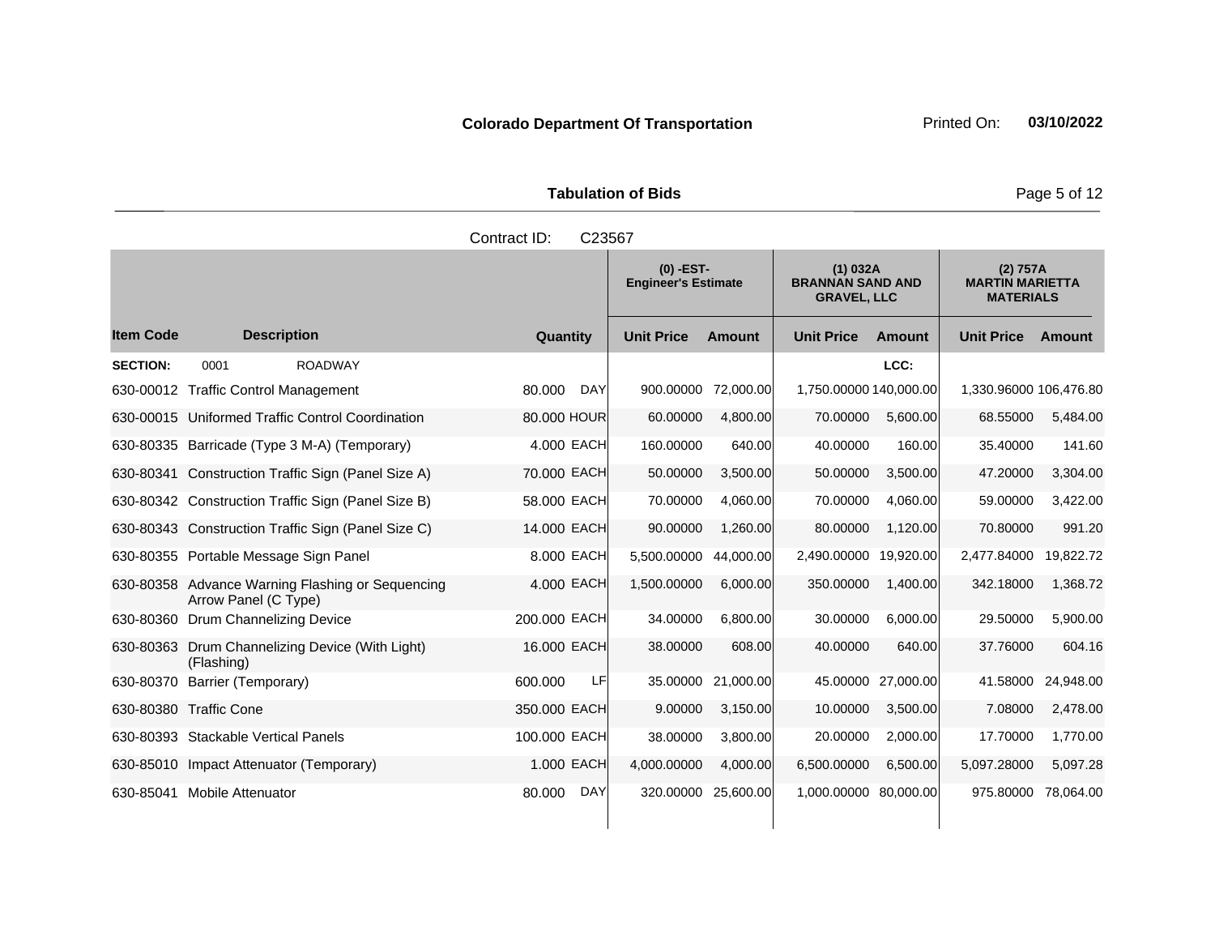**Colorado Department Of Transportation** Printed On: **03/10/2022**

**Tabulation of Bids**

Contract ID: C23567

| Item Code | Description | Quantity | | (0) -EST- Engineer's Estimate | | (1) 032A BRANNAN SAND AND GRAVEL, LLC | | (2) 757A MARTIN MARIETTA MATERIALS | |
|---|---|---|---|---|---|---|---|---|---|
| | | | | Unit Price | Amount | Unit Price | Amount | Unit Price | Amount |
| **SECTION:** | 0001 ROADWAY | | | | | | LCC: | | |
| 630-00012 | Traffic Control Management | 80.000 | DAY | 900.00000 | 72,000.00 | 1,750.00000 | 140,000.00 | 1,330.96000 | 106,476.80 |
| 630-00015 | Uniformed Traffic Control Coordination | 80.000 | HOUR | 60.00000 | 4,800.00 | 70.00000 | 5,600.00 | 68.55000 | 5,484.00 |
| 630-80335 | Barricade (Type 3 M-A) (Temporary) | 4.000 | EACH | 160.00000 | 640.00 | 40.00000 | 160.00 | 35.40000 | 141.60 |
| 630-80341 | Construction Traffic Sign (Panel Size A) | 70.000 | EACH | 50.00000 | 3,500.00 | 50.00000 | 3,500.00 | 47.20000 | 3,304.00 |
| 630-80342 | Construction Traffic Sign (Panel Size B) | 58.000 | EACH | 70.00000 | 4,060.00 | 70.00000 | 4,060.00 | 59.00000 | 3,422.00 |
| 630-80343 | Construction Traffic Sign (Panel Size C) | 14.000 | EACH | 90.00000 | 1,260.00 | 80.00000 | 1,120.00 | 70.80000 | 991.20 |
| 630-80355 | Portable Message Sign Panel | 8.000 | EACH | 5,500.00000 | 44,000.00 | 2,490.00000 | 19,920.00 | 2,477.84000 | 19,822.72 |
| 630-80358 | Advance Warning Flashing or Sequencing Arrow Panel (C Type) | 4.000 | EACH | 1,500.00000 | 6,000.00 | 350.00000 | 1,400.00 | 342.18000 | 1,368.72 |
| 630-80360 | Drum Channelizing Device | 200.000 | EACH | 34.00000 | 6,800.00 | 30.00000 | 6,000.00 | 29.50000 | 5,900.00 |
| 630-80363 | Drum Channelizing Device (With Light) (Flashing) | 16.000 | EACH | 38.00000 | 608.00 | 40.00000 | 640.00 | 37.76000 | 604.16 |
| 630-80370 | Barrier (Temporary) | 600.000 | LF | 35.00000 | 21,000.00 | 45.00000 | 27,000.00 | 41.58000 | 24,948.00 |
| 630-80380 | Traffic Cone | 350.000 | EACH | 9.00000 | 3,150.00 | 10.00000 | 3,500.00 | 7.08000 | 2,478.00 |
| 630-80393 | Stackable Vertical Panels | 100.000 | EACH | 38.00000 | 3,800.00 | 20.00000 | 2,000.00 | 17.70000 | 1,770.00 |
| 630-85010 | Impact Attenuator (Temporary) | 1.000 | EACH | 4,000.00000 | 4,000.00 | 6,500.00000 | 6,500.00 | 5,097.28000 | 5,097.28 |
| 630-85041 | Mobile Attenuator | 80.000 | DAY | 320.00000 | 25,600.00 | 1,000.00000 | 80,000.00 | 975.80000 | 78,064.00 |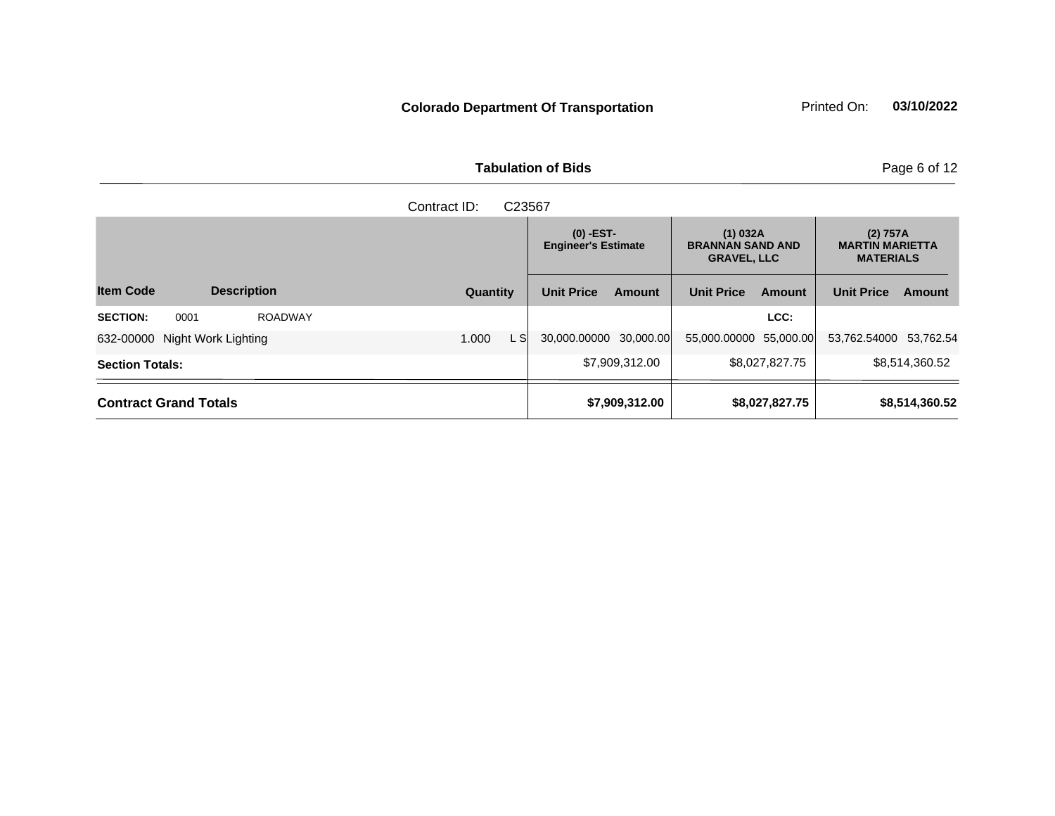**Colorado Department Of Transportation** Printed On: **03/10/2022**

**Tabulation of Bids**

Contract ID: C23567

| Item Code | Description | Quantity | | (0) -EST- Engineer's Estimate | | (1) 032A BRANNAN SAND AND GRAVEL, LLC | | (2) 757A MARTIN MARIETTA MATERIALS | |
|---|---|---|---|---|---|---|---|---|---|
| | | | | Unit Price | Amount | Unit Price | Amount | Unit Price | Amount |
| **SECTION:** 0001 | ROADWAY | | | | | | LCC: | | |
| 632-00000 | Night Work Lighting | 1.000 | L S | 30,000.00000 | 30,000.00 | 55,000.00000 | 55,000.00 | 53,762.54000 | 53,762.54 |
| **Section Totals:** | | | | | $7,909,312.00 | | $8,027,827.75 | | $8,514,360.52 |
| **Contract Grand Totals** | | | | | **$7,909,312.00** | | **$8,027,827.75** | | **$8,514,360.52** |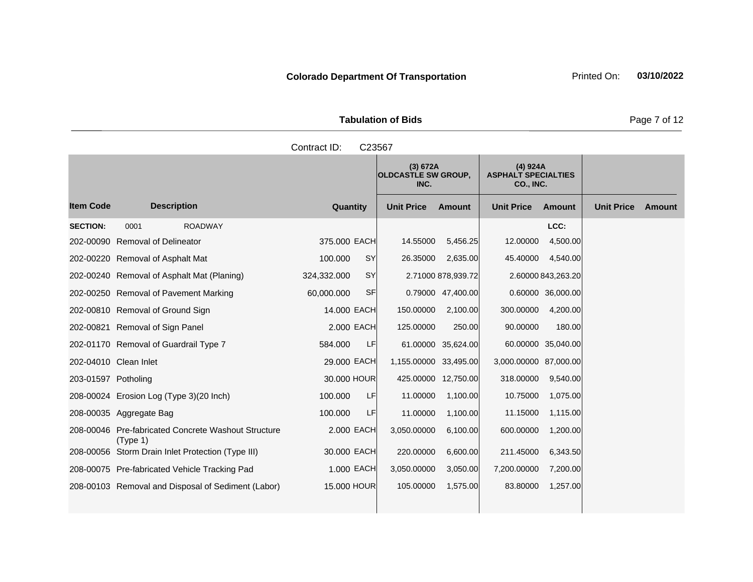**Colorado Department Of Transportation** Printed On: **03/10/2022**

**Tabulation of Bids**

Contract ID: C23567

| Item Code | Description | Quantity | | (3) 672A OLDCASTLE SW GROUP, INC. Unit Price | Amount | (4) 924A ASPHALT SPECIALTIES CO., INC. Unit Price | Amount | Unit Price | Amount |
|---|---|---|---|---|---|---|---|---|---|
| **SECTION:** | 0001 ROADWAY | | | | | | LCC: | | |
| 202-00090 | Removal of Delineator | 375.000 | EACH | 14.55000 | 5,456.25 | 12.00000 | 4,500.00 | | |
| 202-00220 | Removal of Asphalt Mat | 100.000 | SY | 26.35000 | 2,635.00 | 45.40000 | 4,540.00 | | |
| 202-00240 | Removal of Asphalt Mat (Planing) | 324,332.000 | SY | 2.71000 | 878,939.72 | 2.60000 | 843,263.20 | | |
| 202-00250 | Removal of Pavement Marking | 60,000.000 | SF | 0.79000 | 47,400.00 | 0.60000 | 36,000.00 | | |
| 202-00810 | Removal of Ground Sign | 14.000 | EACH | 150.00000 | 2,100.00 | 300.00000 | 4,200.00 | | |
| 202-00821 | Removal of Sign Panel | 2.000 | EACH | 125.00000 | 250.00 | 90.00000 | 180.00 | | |
| 202-01170 | Removal of Guardrail Type 7 | 584.000 | LF | 61.00000 | 35,624.00 | 60.00000 | 35,040.00 | | |
| 202-04010 | Clean Inlet | 29.000 | EACH | 1,155.00000 | 33,495.00 | 3,000.00000 | 87,000.00 | | |
| 203-01597 | Potholing | 30.000 | HOUR | 425.00000 | 12,750.00 | 318.00000 | 9,540.00 | | |
| 208-00024 | Erosion Log (Type 3)(20 Inch) | 100.000 | LF | 11.00000 | 1,100.00 | 10.75000 | 1,075.00 | | |
| 208-00035 | Aggregate Bag | 100.000 | LF | 11.00000 | 1,100.00 | 11.15000 | 1,115.00 | | |
| 208-00046 | Pre-fabricated Concrete Washout Structure (Type 1) | 2.000 | EACH | 3,050.00000 | 6,100.00 | 600.00000 | 1,200.00 | | |
| 208-00056 | Storm Drain Inlet Protection (Type III) | 30.000 | EACH | 220.00000 | 6,600.00 | 211.45000 | 6,343.50 | | |
| 208-00075 | Pre-fabricated Vehicle Tracking Pad | 1.000 | EACH | 3,050.00000 | 3,050.00 | 7,200.00000 | 7,200.00 | | |
| 208-00103 | Removal and Disposal of Sediment (Labor) | 15.000 | HOUR | 105.00000 | 1,575.00 | 83.80000 | 1,257.00 | | |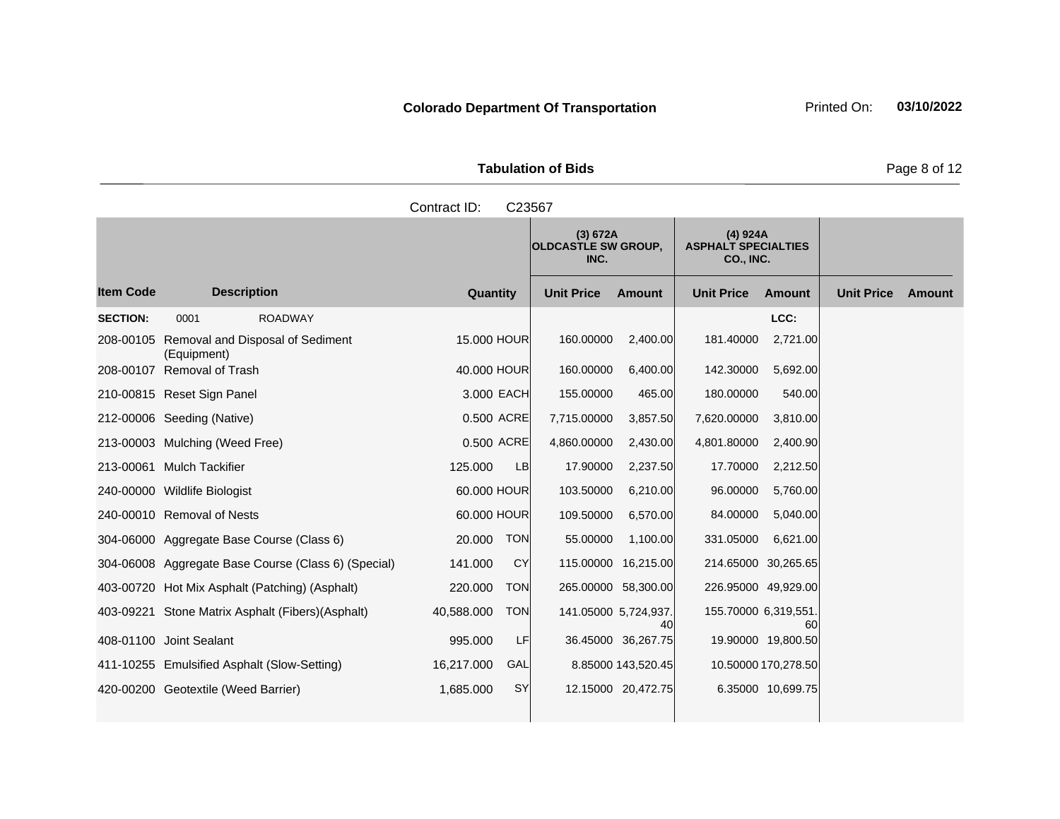**Colorado Department Of Transportation**

Printed On: **03/10/2022**

**Tabulation of Bids**

Contract ID: C23567

| Item Code | Description | Quantity | | (3) 672A OLDCASTLE SW GROUP, INC. | | (4) 924A ASPHALT SPECIALTIES CO., INC. | | | |
|---|---|---|---|---|---|---|---|---|---|
| | | | | Unit Price | Amount | Unit Price | Amount | Unit Price | Amount |
| **SECTION:** | 0001 ROADWAY | | | | | | LCC: | | |
| 208-00105 | Removal and Disposal of Sediment (Equipment) | 15.000 | HOUR | 160.00000 | 2,400.00 | 181.40000 | 2,721.00 | | |
| 208-00107 | Removal of Trash | 40.000 | HOUR | 160.00000 | 6,400.00 | 142.30000 | 5,692.00 | | |
| 210-00815 | Reset Sign Panel | 3.000 | EACH | 155.00000 | 465.00 | 180.00000 | 540.00 | | |
| 212-00006 | Seeding (Native) | 0.500 | ACRE | 7,715.00000 | 3,857.50 | 7,620.00000 | 3,810.00 | | |
| 213-00003 | Mulching (Weed Free) | 0.500 | ACRE | 4,860.00000 | 2,430.00 | 4,801.80000 | 2,400.90 | | |
| 213-00061 | Mulch Tackifier | 125.000 | LB | 17.90000 | 2,237.50 | 17.70000 | 2,212.50 | | |
| 240-00000 | Wildlife Biologist | 60.000 | HOUR | 103.50000 | 6,210.00 | 96.00000 | 5,760.00 | | |
| 240-00010 | Removal of Nests | 60.000 | HOUR | 109.50000 | 6,570.00 | 84.00000 | 5,040.00 | | |
| 304-06000 | Aggregate Base Course (Class 6) | 20.000 | TON | 55.00000 | 1,100.00 | 331.05000 | 6,621.00 | | |
| 304-06008 | Aggregate Base Course (Class 6) (Special) | 141.000 | CY | 115.00000 | 16,215.00 | 214.65000 | 30,265.65 | | |
| 403-00720 | Hot Mix Asphalt (Patching) (Asphalt) | 220.000 | TON | 265.00000 | 58,300.00 | 226.95000 | 49,929.00 | | |
| 403-09221 | Stone Matrix Asphalt (Fibers)(Asphalt) | 40,588.000 | TON | 141.05000 | 5,724,937.40 | 155.70000 | 6,319,551.60 | | |
| 408-01100 | Joint Sealant | 995.000 | LF | 36.45000 | 36,267.75 | 19.90000 | 19,800.50 | | |
| 411-10255 | Emulsified Asphalt (Slow-Setting) | 16,217.000 | GAL | 8.85000 | 143,520.45 | 10.50000 | 170,278.50 | | |
| 420-00200 | Geotextile (Weed Barrier) | 1,685.000 | SY | 12.15000 | 20,472.75 | 6.35000 | 10,699.75 | | |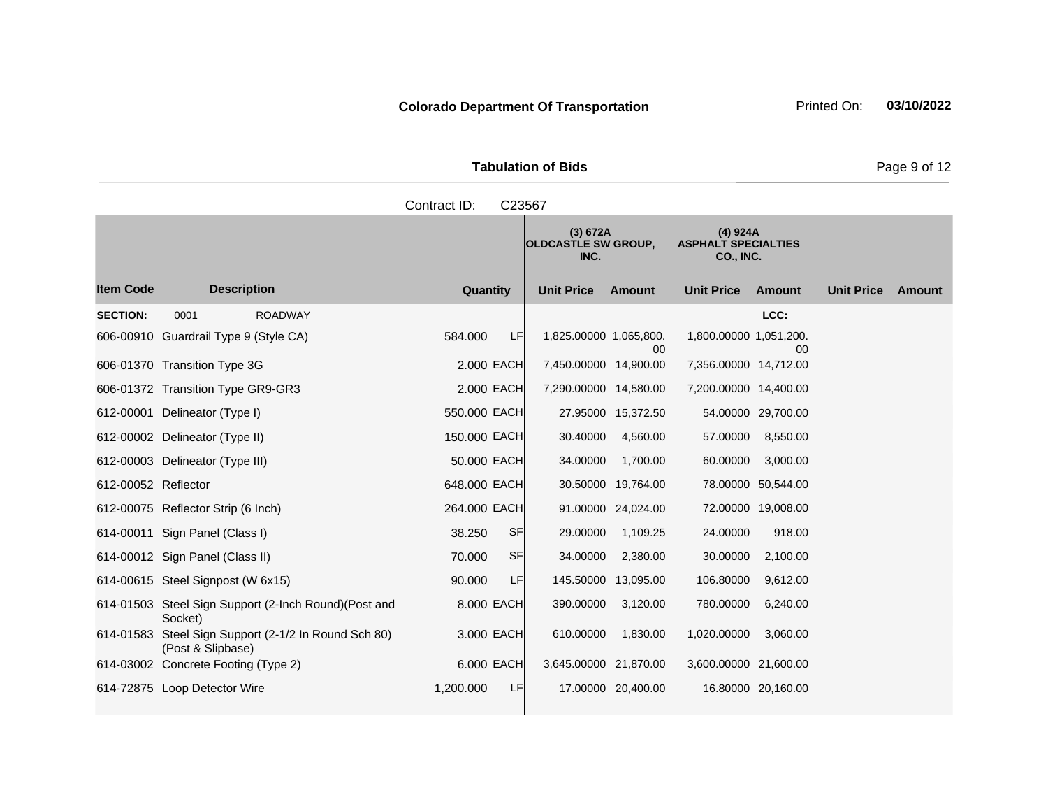**Colorado Department Of Transportation**

Printed On: **03/10/2022**

**Tabulation of Bids**

Contract ID: C23567

| Item Code | Description | Quantity | | (3) 672A OLDCASTLE SW GROUP, INC. | | (4) 924A ASPHALT SPECIALTIES CO., INC. | | | |
|---|---|---|---|---|---|---|---|---|---|
| | | | | Unit Price | Amount | Unit Price | Amount | Unit Price | Amount |
| **SECTION:** | 0001 ROADWAY | | | | | | LCC: | | |
| 606-00910 | Guardrail Type 9 (Style CA) | 584.000 | LF | 1,825.00000 | 1,065,800.00 | 1,800.00000 | 1,051,200.00 | | |
| 606-01370 | Transition Type 3G | 2.000 | EACH | 7,450.00000 | 14,900.00 | 7,356.00000 | 14,712.00 | | |
| 606-01372 | Transition Type GR9-GR3 | 2.000 | EACH | 7,290.00000 | 14,580.00 | 7,200.00000 | 14,400.00 | | |
| 612-00001 | Delineator (Type I) | 550.000 | EACH | 27.95000 | 15,372.50 | 54.00000 | 29,700.00 | | |
| 612-00002 | Delineator (Type II) | 150.000 | EACH | 30.40000 | 4,560.00 | 57.00000 | 8,550.00 | | |
| 612-00003 | Delineator (Type III) | 50.000 | EACH | 34.00000 | 1,700.00 | 60.00000 | 3,000.00 | | |
| 612-00052 | Reflector | 648.000 | EACH | 30.50000 | 19,764.00 | 78.00000 | 50,544.00 | | |
| 612-00075 | Reflector Strip (6 Inch) | 264.000 | EACH | 91.00000 | 24,024.00 | 72.00000 | 19,008.00 | | |
| 614-00011 | Sign Panel (Class I) | 38.250 | SF | 29.00000 | 1,109.25 | 24.00000 | 918.00 | | |
| 614-00012 | Sign Panel (Class II) | 70.000 | SF | 34.00000 | 2,380.00 | 30.00000 | 2,100.00 | | |
| 614-00615 | Steel Signpost (W 6x15) | 90.000 | LF | 145.50000 | 13,095.00 | 106.80000 | 9,612.00 | | |
| 614-01503 | Steel Sign Support (2-Inch Round)(Post and Socket) | 8.000 | EACH | 390.00000 | 3,120.00 | 780.00000 | 6,240.00 | | |
| 614-01583 | Steel Sign Support (2-1/2 In Round Sch 80) (Post & Slipbase) | 3.000 | EACH | 610.00000 | 1,830.00 | 1,020.00000 | 3,060.00 | | |
| 614-03002 | Concrete Footing (Type 2) | 6.000 | EACH | 3,645.00000 | 21,870.00 | 3,600.00000 | 21,600.00 | | |
| 614-72875 | Loop Detector Wire | 1,200.000 | LF | 17.00000 | 20,400.00 | 16.80000 | 20,160.00 | | |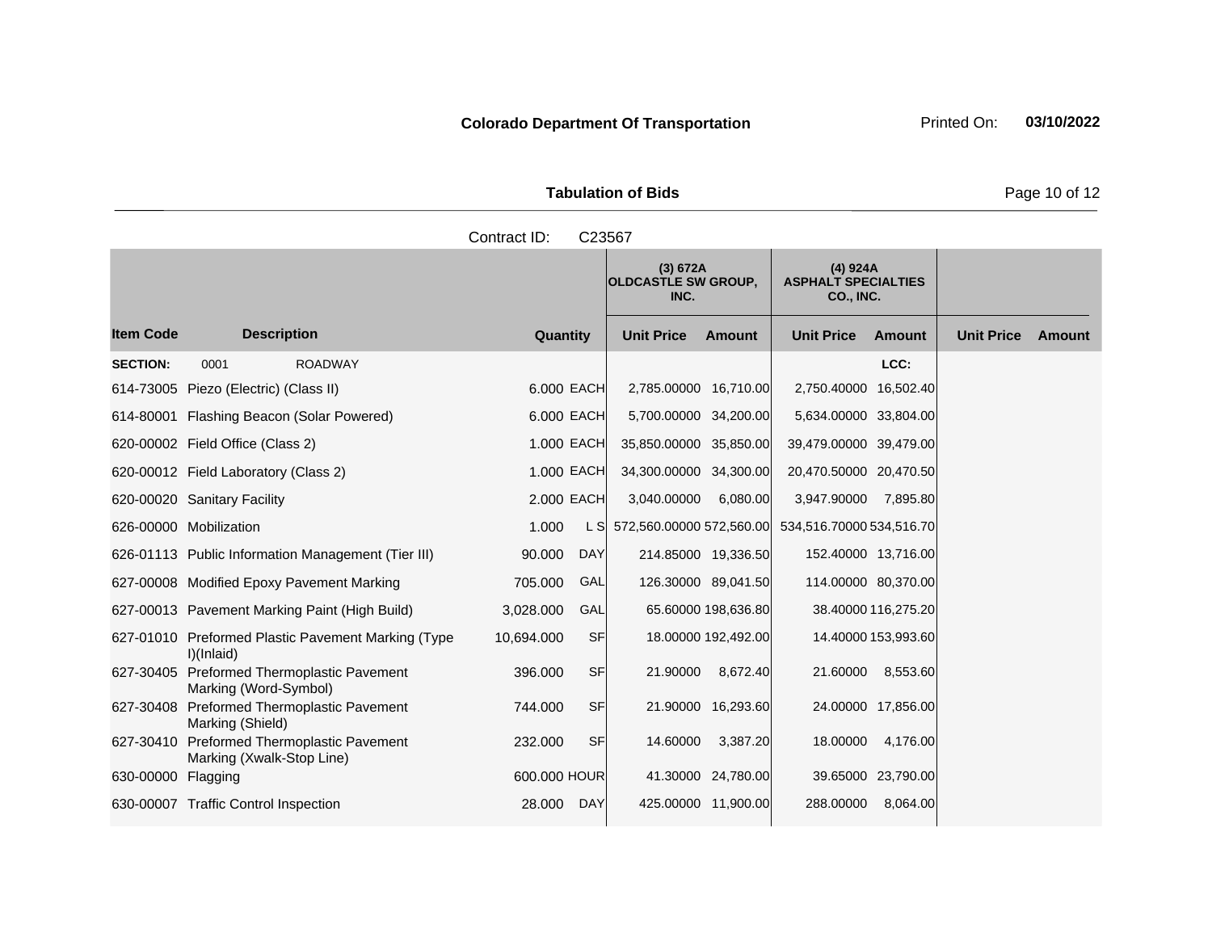**Colorado Department Of Transportation**

Printed On: **03/10/2022**

**Tabulation of Bids**

Contract ID: C23567

| | | | | (3) 672A OLDCASTLE SW GROUP, INC. | | (4) 924A ASPHALT SPECIALTIES CO., INC. | | | |
|---|---|---|---|---|---|---|---|---|---|
| **Item Code** | **Description** | **Quantity** | | **Unit Price** | **Amount** | **Unit Price** | **Amount** | **Unit Price** | **Amount** |
| **SECTION:** | 0001 ROADWAY | | | | | | LCC: | | |
| 614-73005 | Piezo (Electric) (Class II) | 6.000 | EACH | 2,785.00000 | 16,710.00 | 2,750.40000 | 16,502.40 | | |
| 614-80001 | Flashing Beacon (Solar Powered) | 6.000 | EACH | 5,700.00000 | 34,200.00 | 5,634.00000 | 33,804.00 | | |
| 620-00002 | Field Office (Class 2) | 1.000 | EACH | 35,850.00000 | 35,850.00 | 39,479.00000 | 39,479.00 | | |
| 620-00012 | Field Laboratory (Class 2) | 1.000 | EACH | 34,300.00000 | 34,300.00 | 20,470.50000 | 20,470.50 | | |
| 620-00020 | Sanitary Facility | 2.000 | EACH | 3,040.00000 | 6,080.00 | 3,947.90000 | 7,895.80 | | |
| 626-00000 | Mobilization | 1.000 | L S | 572,560.00000 | 572,560.00 | 534,516.70000 | 534,516.70 | | |
| 626-01113 | Public Information Management (Tier III) | 90.000 | DAY | 214.85000 | 19,336.50 | 152.40000 | 13,716.00 | | |
| 627-00008 | Modified Epoxy Pavement Marking | 705.000 | GAL | 126.30000 | 89,041.50 | 114.00000 | 80,370.00 | | |
| 627-00013 | Pavement Marking Paint (High Build) | 3,028.000 | GAL | 65.60000 | 198,636.80 | 38.40000 | 116,275.20 | | |
| 627-01010 | Preformed Plastic Pavement Marking (Type I)(Inlaid) | 10,694.000 | SF | 18.00000 | 192,492.00 | 14.40000 | 153,993.60 | | |
| 627-30405 | Preformed Thermoplastic Pavement Marking (Word-Symbol) | 396.000 | SF | 21.90000 | 8,672.40 | 21.60000 | 8,553.60 | | |
| 627-30408 | Preformed Thermoplastic Pavement Marking (Shield) | 744.000 | SF | 21.90000 | 16,293.60 | 24.00000 | 17,856.00 | | |
| 627-30410 | Preformed Thermoplastic Pavement Marking (Xwalk-Stop Line) | 232.000 | SF | 14.60000 | 3,387.20 | 18.00000 | 4,176.00 | | |
| 630-00000 | Flagging | 600.000 | HOUR | 41.30000 | 24,780.00 | 39.65000 | 23,790.00 | | |
| 630-00007 | Traffic Control Inspection | 28.000 | DAY | 425.00000 | 11,900.00 | 288.00000 | 8,064.00 | | |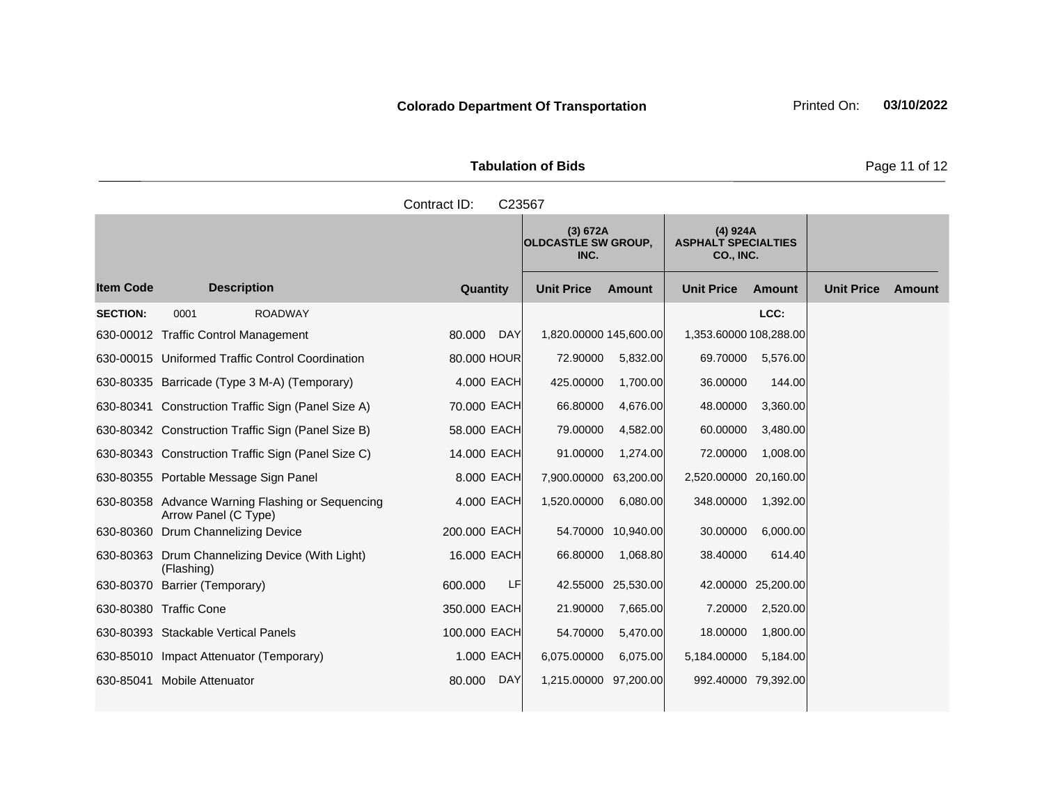**Colorado Department Of Transportation** Printed On: **03/10/2022**

**Tabulation of Bids**

Contract ID: C23567

| | | | | (3) 672A OLDCASTLE SW GROUP, INC. | | (4) 924A ASPHALT SPECIALTIES CO., INC. | | | |
|---|---|---|---|---|---|---|---|---|---|
| **Item Code** | **Description** | **Quantity** | | **Unit Price** | **Amount** | **Unit Price** | **Amount** | **Unit Price** | **Amount** |
| **SECTION:** | 0001 ROADWAY | | | | | | LCC: | | |
| 630-00012 | Traffic Control Management | 80.000 | DAY | 1,820.00000 | 145,600.00 | 1,353.60000 | 108,288.00 | | |
| 630-00015 | Uniformed Traffic Control Coordination | 80.000 | HOUR | 72.90000 | 5,832.00 | 69.70000 | 5,576.00 | | |
| 630-80335 | Barricade (Type 3 M-A) (Temporary) | 4.000 | EACH | 425.00000 | 1,700.00 | 36.00000 | 144.00 | | |
| 630-80341 | Construction Traffic Sign (Panel Size A) | 70.000 | EACH | 66.80000 | 4,676.00 | 48.00000 | 3,360.00 | | |
| 630-80342 | Construction Traffic Sign (Panel Size B) | 58.000 | EACH | 79.00000 | 4,582.00 | 60.00000 | 3,480.00 | | |
| 630-80343 | Construction Traffic Sign (Panel Size C) | 14.000 | EACH | 91.00000 | 1,274.00 | 72.00000 | 1,008.00 | | |
| 630-80355 | Portable Message Sign Panel | 8.000 | EACH | 7,900.00000 | 63,200.00 | 2,520.00000 | 20,160.00 | | |
| 630-80358 | Advance Warning Flashing or Sequencing Arrow Panel (C Type) | 4.000 | EACH | 1,520.00000 | 6,080.00 | 348.00000 | 1,392.00 | | |
| 630-80360 | Drum Channelizing Device | 200.000 | EACH | 54.70000 | 10,940.00 | 30.00000 | 6,000.00 | | |
| 630-80363 | Drum Channelizing Device (With Light) (Flashing) | 16.000 | EACH | 66.80000 | 1,068.80 | 38.40000 | 614.40 | | |
| 630-80370 | Barrier (Temporary) | 600.000 | LF | 42.55000 | 25,530.00 | 42.00000 | 25,200.00 | | |
| 630-80380 | Traffic Cone | 350.000 | EACH | 21.90000 | 7,665.00 | 7.20000 | 2,520.00 | | |
| 630-80393 | Stackable Vertical Panels | 100.000 | EACH | 54.70000 | 5,470.00 | 18.00000 | 1,800.00 | | |
| 630-85010 | Impact Attenuator (Temporary) | 1.000 | EACH | 6,075.00000 | 6,075.00 | 5,184.00000 | 5,184.00 | | |
| 630-85041 | Mobile Attenuator | 80.000 | DAY | 1,215.00000 | 97,200.00 | 992.40000 | 79,392.00 | | |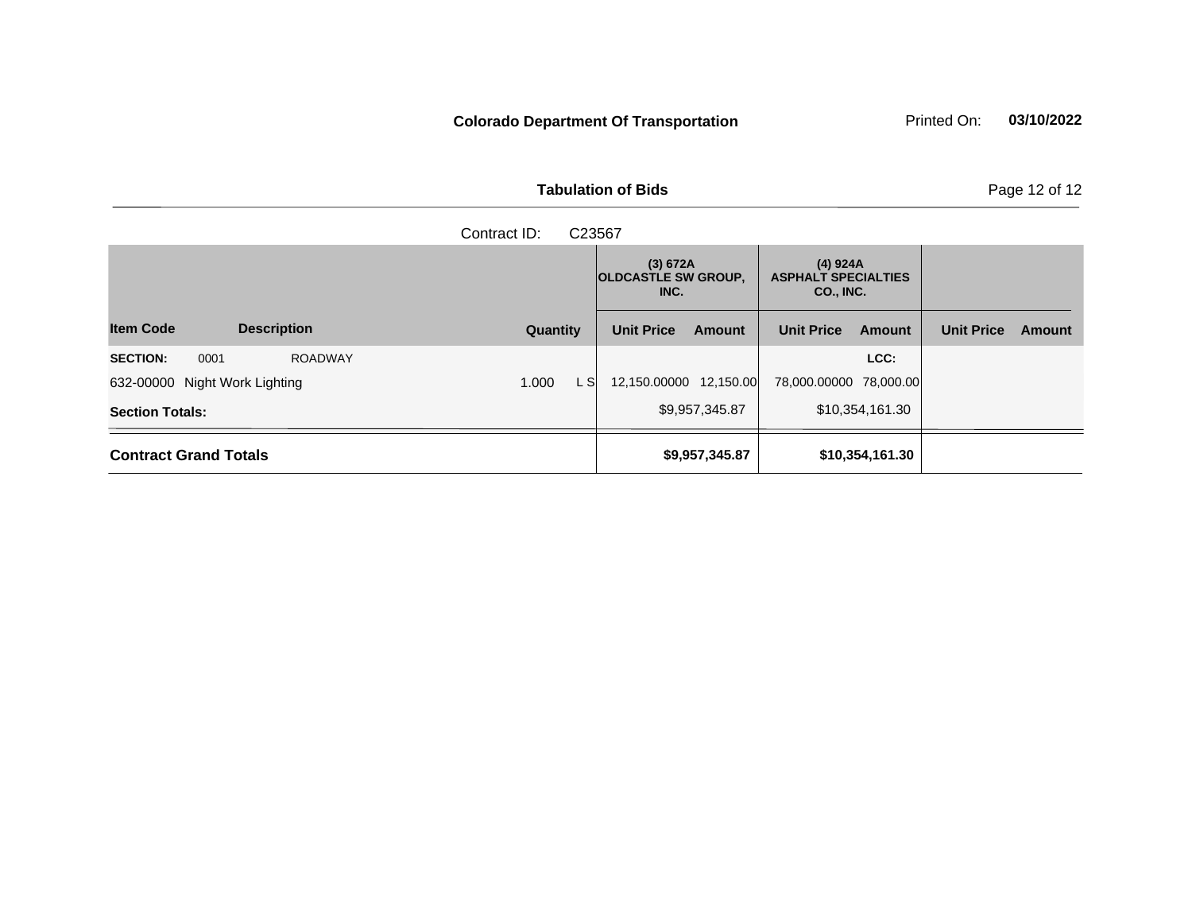**Colorado Department Of Transportation** Printed On: **03/10/2022**

**Tabulation of Bids**

Contract ID: C23567

| Item Code | Description | Quantity | | (3) 672A OLDCASTLE SW GROUP, INC. Unit Price | Amount | (4) 924A ASPHALT SPECIALTIES CO., INC. Unit Price | Amount | Unit Price | Amount |
|---|---|---|---|---|---|---|---|---|---|
| **SECTION:** 0001 | ROADWAY | | | | | | LCC: | | |
| 632-00000 | Night Work Lighting | 1.000 | L S | 12,150.00000 | 12,150.00 | 78,000.00000 | 78,000.00 | | |
| **Section Totals:** | | | | | $9,957,345.87 | | $10,354,161.30 | | |
| **Contract Grand Totals** | | | | | **$9,957,345.87** | | **$10,354,161.30** | | |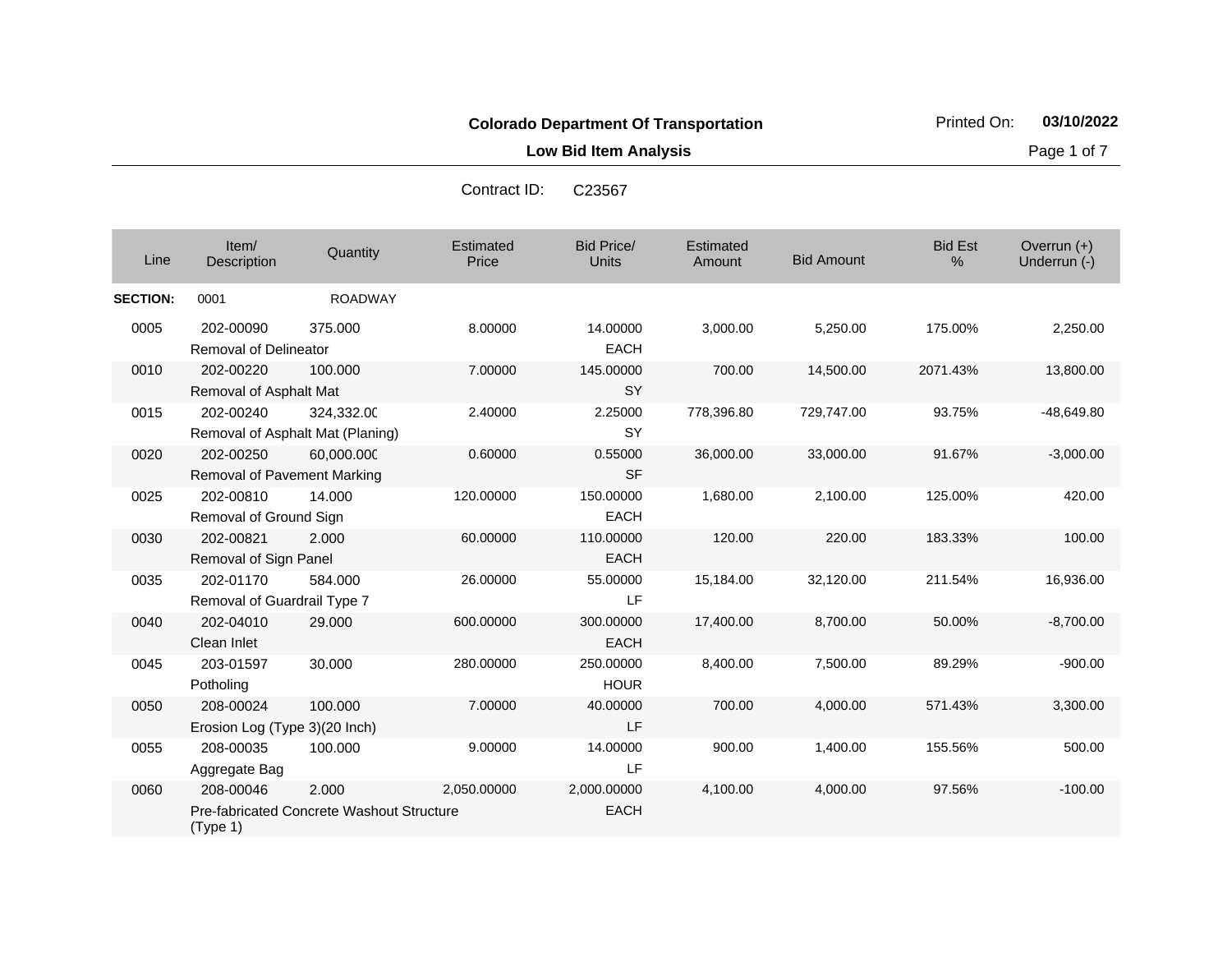**Colorado Department Of Transportation**

**Low Bid Item Analysis**

Printed On: **03/10/2022**

Contract ID: C23567

| Line | Item/ Description | Quantity | Estimated Price | Bid Price/ Units | Estimated Amount | Bid Amount | Bid Est % | Overrun (+) Underrun (-) |
|---|---|---|---|---|---|---|---|---|
| **SECTION:** | 0001 | ROADWAY | | | | | | |
| 0005 | 202-00090 Removal of Delineator | 375.000 | 8.00000 | 14.00000 EACH | 3,000.00 | 5,250.00 | 175.00% | 2,250.00 |
| 0010 | 202-00220 Removal of Asphalt Mat | 100.000 | 7.00000 | 145.00000 SY | 700.00 | 14,500.00 | 2071.43% | 13,800.00 |
| 0015 | 202-00240 Removal of Asphalt Mat (Planing) | 324,332.00 | 2.40000 | 2.25000 SY | 778,396.80 | 729,747.00 | 93.75% | -48,649.80 |
| 0020 | 202-00250 Removal of Pavement Marking | 60,000.000 | 0.60000 | 0.55000 SF | 36,000.00 | 33,000.00 | 91.67% | -3,000.00 |
| 0025 | 202-00810 Removal of Ground Sign | 14.000 | 120.00000 | 150.00000 EACH | 1,680.00 | 2,100.00 | 125.00% | 420.00 |
| 0030 | 202-00821 Removal of Sign Panel | 2.000 | 60.00000 | 110.00000 EACH | 120.00 | 220.00 | 183.33% | 100.00 |
| 0035 | 202-01170 Removal of Guardrail Type 7 | 584.000 | 26.00000 | 55.00000 LF | 15,184.00 | 32,120.00 | 211.54% | 16,936.00 |
| 0040 | 202-04010 Clean Inlet | 29.000 | 600.00000 | 300.00000 EACH | 17,400.00 | 8,700.00 | 50.00% | -8,700.00 |
| 0045 | 203-01597 Potholing | 30.000 | 280.00000 | 250.00000 HOUR | 8,400.00 | 7,500.00 | 89.29% | -900.00 |
| 0050 | 208-00024 Erosion Log (Type 3)(20 Inch) | 100.000 | 7.00000 | 40.00000 LF | 700.00 | 4,000.00 | 571.43% | 3,300.00 |
| 0055 | 208-00035 Aggregate Bag | 100.000 | 9.00000 | 14.00000 LF | 900.00 | 1,400.00 | 155.56% | 500.00 |
| 0060 | 208-00046 Pre-fabricated Concrete Washout Structure (Type 1) | 2.000 | 2,050.00000 | 2,000.00000 EACH | 4,100.00 | 4,000.00 | 97.56% | -100.00 |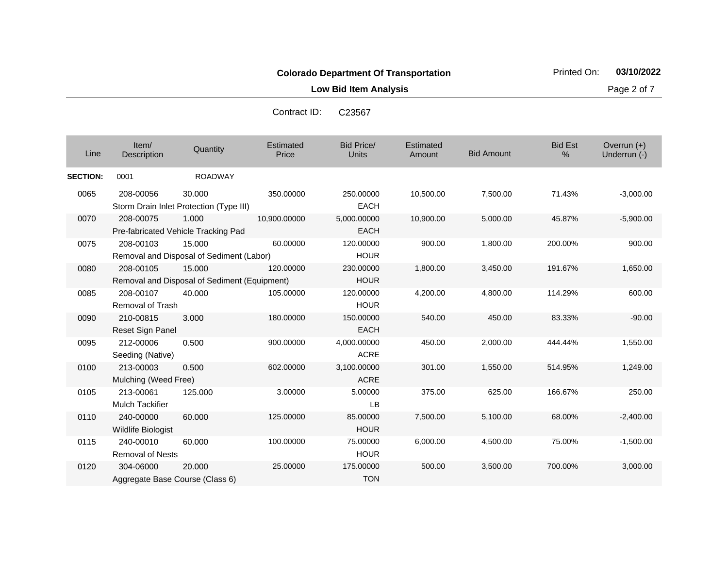**Colorado Department Of Transportation**

**Low Bid Item Analysis**

Printed On: **03/10/2022**

Contract ID: C23567

| Line | Item/ Description | Quantity | Estimated Price | Bid Price/ Units | Estimated Amount | Bid Amount | Bid Est % | Overrun (+) Underrun (-) |
|---|---|---|---|---|---|---|---|---|
| **SECTION:** | 0001 | ROADWAY | | | | | | |
| 0065 | 208-00056 Storm Drain Inlet Protection (Type III) | 30.000 | 350.00000 | 250.00000 EACH | 10,500.00 | 7,500.00 | 71.43% | -3,000.00 |
| 0070 | 208-00075 Pre-fabricated Vehicle Tracking Pad | 1.000 | 10,900.00000 | 5,000.00000 EACH | 10,900.00 | 5,000.00 | 45.87% | -5,900.00 |
| 0075 | 208-00103 Removal and Disposal of Sediment (Labor) | 15.000 | 60.00000 | 120.00000 HOUR | 900.00 | 1,800.00 | 200.00% | 900.00 |
| 0080 | 208-00105 Removal and Disposal of Sediment (Equipment) | 15.000 | 120.00000 | 230.00000 HOUR | 1,800.00 | 3,450.00 | 191.67% | 1,650.00 |
| 0085 | 208-00107 Removal of Trash | 40.000 | 105.00000 | 120.00000 HOUR | 4,200.00 | 4,800.00 | 114.29% | 600.00 |
| 0090 | 210-00815 Reset Sign Panel | 3.000 | 180.00000 | 150.00000 EACH | 540.00 | 450.00 | 83.33% | -90.00 |
| 0095 | 212-00006 Seeding (Native) | 0.500 | 900.00000 | 4,000.00000 ACRE | 450.00 | 2,000.00 | 444.44% | 1,550.00 |
| 0100 | 213-00003 Mulching (Weed Free) | 0.500 | 602.00000 | 3,100.00000 ACRE | 301.00 | 1,550.00 | 514.95% | 1,249.00 |
| 0105 | 213-00061 Mulch Tackifier | 125.000 | 3.00000 | 5.00000 LB | 375.00 | 625.00 | 166.67% | 250.00 |
| 0110 | 240-00000 Wildlife Biologist | 60.000 | 125.00000 | 85.00000 HOUR | 7,500.00 | 5,100.00 | 68.00% | -2,400.00 |
| 0115 | 240-00010 Removal of Nests | 60.000 | 100.00000 | 75.00000 HOUR | 6,000.00 | 4,500.00 | 75.00% | -1,500.00 |
| 0120 | 304-06000 Aggregate Base Course (Class 6) | 20.000 | 25.00000 | 175.00000 TON | 500.00 | 3,500.00 | 700.00% | 3,000.00 |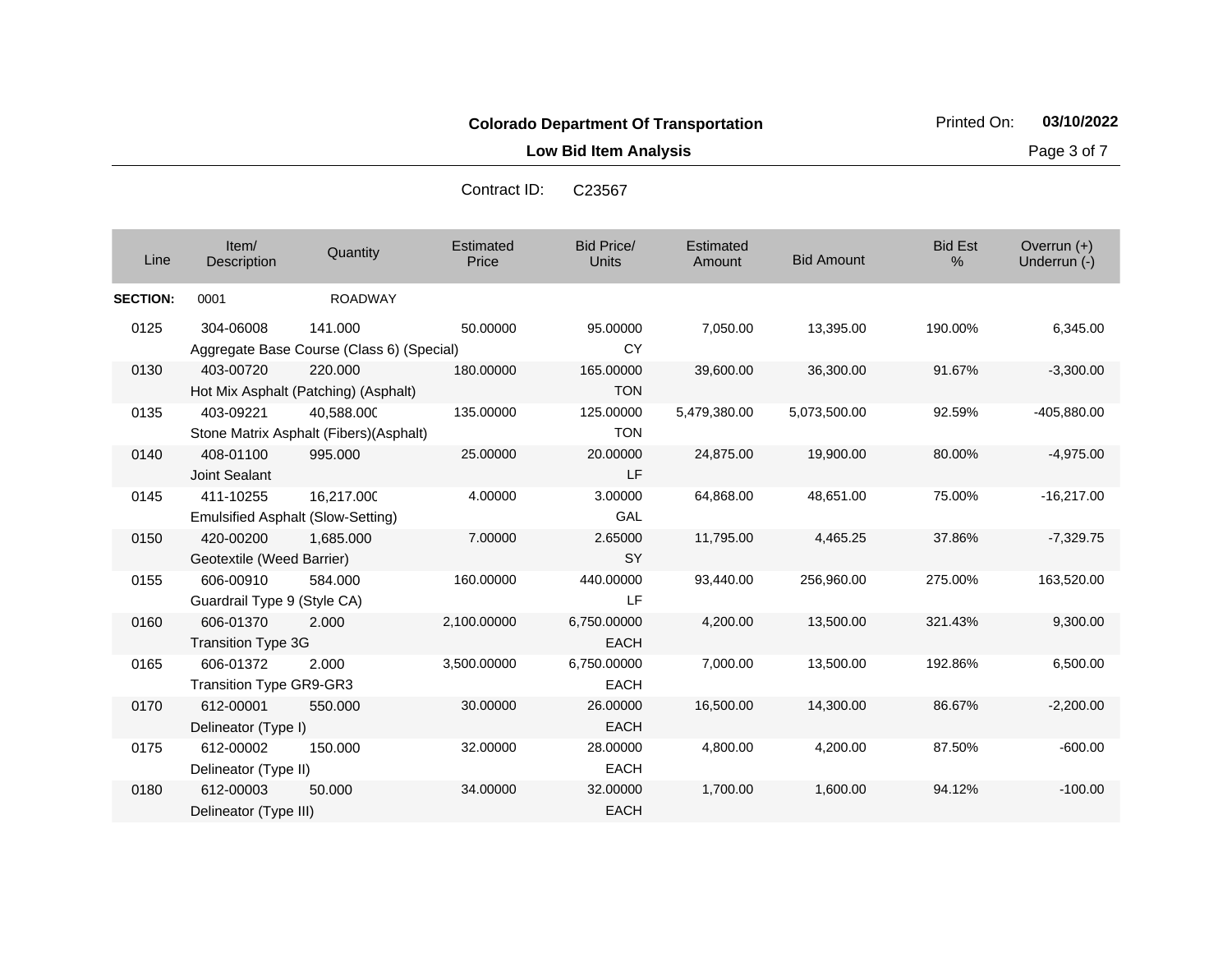**Colorado Department Of Transportation**

**Low Bid Item Analysis**

Contract ID: C23567

| Line | Item/ Description | Quantity | Estimated Price | Bid Price/ Units | Estimated Amount | Bid Amount | Bid Est % | Overrun (+) Underrun (-) |
|---|---|---|---|---|---|---|---|---|
| **SECTION:** | 0001 | ROADWAY | | | | | | |
| 0125 | 304-06008 Aggregate Base Course (Class 6) (Special) | 141.000 | 50.00000 | 95.00000 CY | 7,050.00 | 13,395.00 | 190.00% | 6,345.00 |
| 0130 | 403-00720 Hot Mix Asphalt (Patching) (Asphalt) | 220.000 | 180.00000 | 165.00000 TON | 39,600.00 | 36,300.00 | 91.67% | -3,300.00 |
| 0135 | 403-09221 Stone Matrix Asphalt (Fibers)(Asphalt) | 40,588.000 | 135.00000 | 125.00000 TON | 5,479,380.00 | 5,073,500.00 | 92.59% | -405,880.00 |
| 0140 | 408-01100 Joint Sealant | 995.000 | 25.00000 | 20.00000 LF | 24,875.00 | 19,900.00 | 80.00% | -4,975.00 |
| 0145 | 411-10255 Emulsified Asphalt (Slow-Setting) | 16,217.000 | 4.00000 | 3.00000 GAL | 64,868.00 | 48,651.00 | 75.00% | -16,217.00 |
| 0150 | 420-00200 Geotextile (Weed Barrier) | 1,685.000 | 7.00000 | 2.65000 SY | 11,795.00 | 4,465.25 | 37.86% | -7,329.75 |
| 0155 | 606-00910 Guardrail Type 9 (Style CA) | 584.000 | 160.00000 | 440.00000 LF | 93,440.00 | 256,960.00 | 275.00% | 163,520.00 |
| 0160 | 606-01370 Transition Type 3G | 2.000 | 2,100.00000 | 6,750.00000 EACH | 4,200.00 | 13,500.00 | 321.43% | 9,300.00 |
| 0165 | 606-01372 Transition Type GR9-GR3 | 2.000 | 3,500.00000 | 6,750.00000 EACH | 7,000.00 | 13,500.00 | 192.86% | 6,500.00 |
| 0170 | 612-00001 Delineator (Type I) | 550.000 | 30.00000 | 26.00000 EACH | 16,500.00 | 14,300.00 | 86.67% | -2,200.00 |
| 0175 | 612-00002 Delineator (Type II) | 150.000 | 32.00000 | 28.00000 EACH | 4,800.00 | 4,200.00 | 87.50% | -600.00 |
| 0180 | 612-00003 Delineator (Type III) | 50.000 | 34.00000 | 32.00000 EACH | 1,700.00 | 1,600.00 | 94.12% | -100.00 |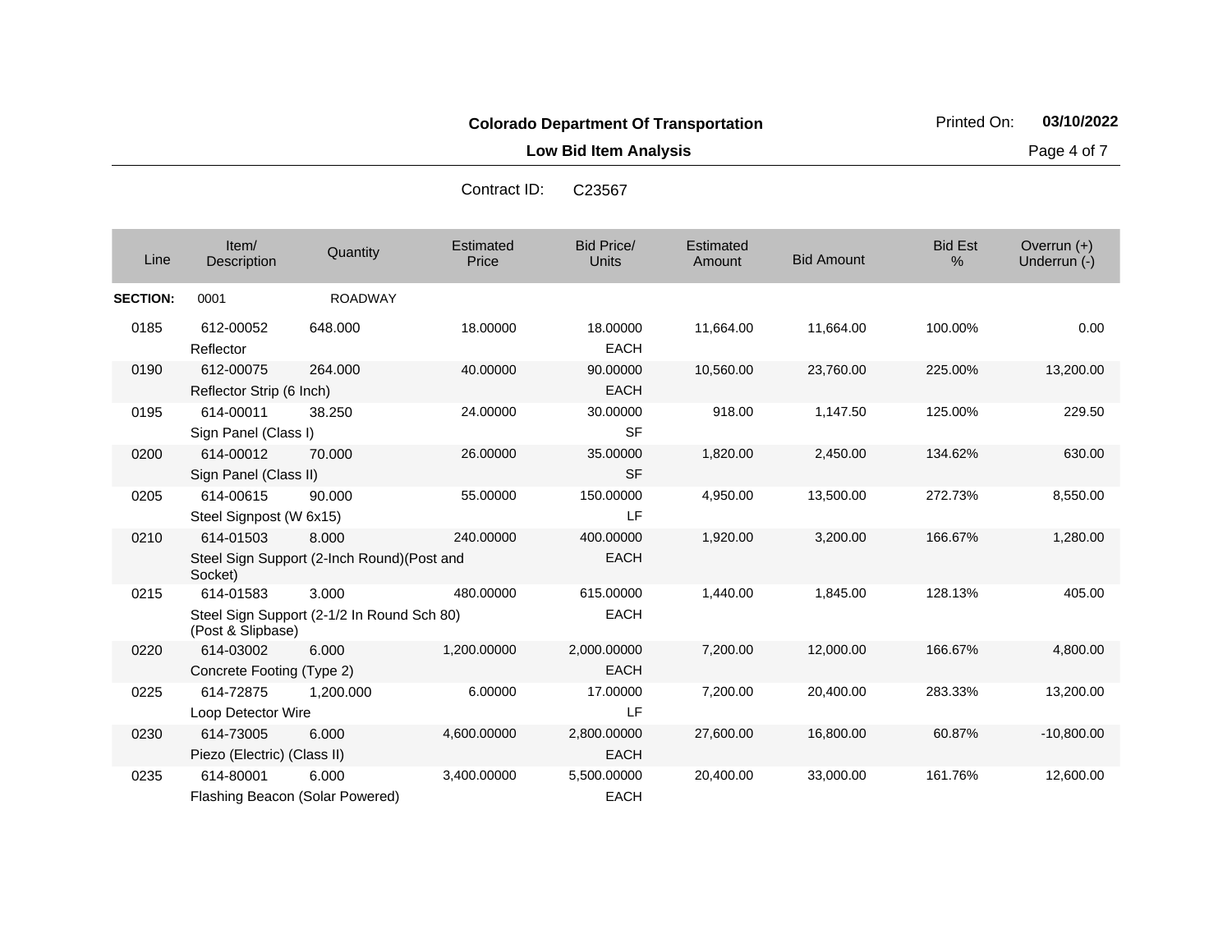**Colorado Department Of Transportation**

Printed On: **03/10/2022**

**Low Bid Item Analysis**

Contract ID: C23567

| Line | Item/ Description | Quantity | Estimated Price | Bid Price/ Units | Estimated Amount | Bid Amount | Bid Est % | Overrun (+) Underrun (-) |
|---|---|---|---|---|---|---|---|---|
| **SECTION:** | 0001 | ROADWAY | | | | | | |
| 0185 | 612-00052 Reflector | 648.000 | 18.00000 | 18.00000 EACH | 11,664.00 | 11,664.00 | 100.00% | 0.00 |
| 0190 | 612-00075 Reflector Strip (6 Inch) | 264.000 | 40.00000 | 90.00000 EACH | 10,560.00 | 23,760.00 | 225.00% | 13,200.00 |
| 0195 | 614-00011 Sign Panel (Class I) | 38.250 | 24.00000 | 30.00000 SF | 918.00 | 1,147.50 | 125.00% | 229.50 |
| 0200 | 614-00012 Sign Panel (Class II) | 70.000 | 26.00000 | 35.00000 SF | 1,820.00 | 2,450.00 | 134.62% | 630.00 |
| 0205 | 614-00615 Steel Signpost (W 6x15) | 90.000 | 55.00000 | 150.00000 LF | 4,950.00 | 13,500.00 | 272.73% | 8,550.00 |
| 0210 | 614-01503 Steel Sign Support (2-Inch Round)(Post and Socket) | 8.000 | 240.00000 | 400.00000 EACH | 1,920.00 | 3,200.00 | 166.67% | 1,280.00 |
| 0215 | 614-01583 Steel Sign Support (2-1/2 In Round Sch 80) (Post & Slipbase) | 3.000 | 480.00000 | 615.00000 EACH | 1,440.00 | 1,845.00 | 128.13% | 405.00 |
| 0220 | 614-03002 Concrete Footing (Type 2) | 6.000 | 1,200.00000 | 2,000.00000 EACH | 7,200.00 | 12,000.00 | 166.67% | 4,800.00 |
| 0225 | 614-72875 Loop Detector Wire | 1,200.000 | 6.00000 | 17.00000 LF | 7,200.00 | 20,400.00 | 283.33% | 13,200.00 |
| 0230 | 614-73005 Piezo (Electric) (Class II) | 6.000 | 4,600.00000 | 2,800.00000 EACH | 27,600.00 | 16,800.00 | 60.87% | -10,800.00 |
| 0235 | 614-80001 Flashing Beacon (Solar Powered) | 6.000 | 3,400.00000 | 5,500.00000 EACH | 20,400.00 | 33,000.00 | 161.76% | 12,600.00 |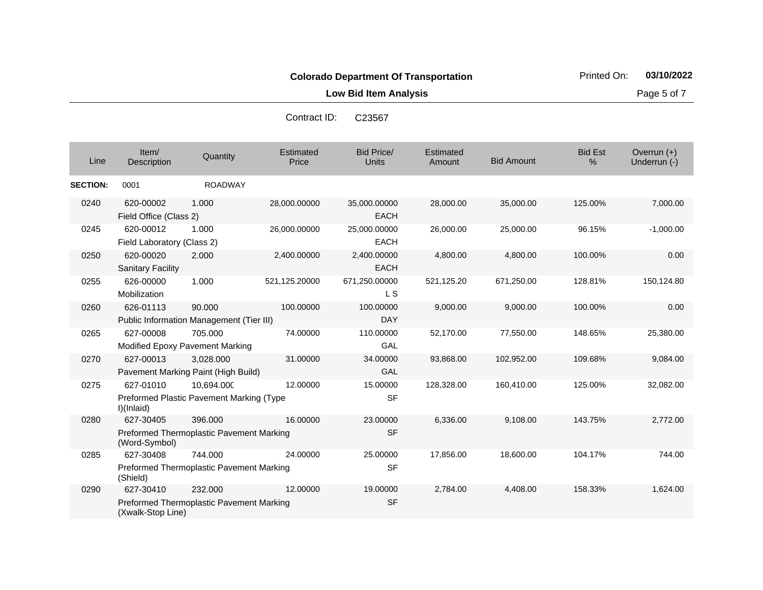**Colorado Department Of Transportation**

Printed On: **03/10/2022**

**Low Bid Item Analysis**

Contract ID: C23567

| Line | Item/ Description | Quantity | Estimated Price | Bid Price/ Units | Estimated Amount | Bid Amount | Bid Est % | Overrun (+) Underrun (-) |
|---|---|---|---|---|---|---|---|---|
| **SECTION:** | 0001 | ROADWAY | | | | | | |
| 0240 | 620-00002 Field Office (Class 2) | 1.000 | 28,000.00000 | 35,000.00000 EACH | 28,000.00 | 35,000.00 | 125.00% | 7,000.00 |
| 0245 | 620-00012 Field Laboratory (Class 2) | 1.000 | 26,000.00000 | 25,000.00000 EACH | 26,000.00 | 25,000.00 | 96.15% | -1,000.00 |
| 0250 | 620-00020 Sanitary Facility | 2.000 | 2,400.00000 | 2,400.00000 EACH | 4,800.00 | 4,800.00 | 100.00% | 0.00 |
| 0255 | 626-00000 Mobilization | 1.000 | 521,125.20000 | 671,250.00000 L S | 521,125.20 | 671,250.00 | 128.81% | 150,124.80 |
| 0260 | 626-01113 Public Information Management (Tier III) | 90.000 | 100.00000 | 100.00000 DAY | 9,000.00 | 9,000.00 | 100.00% | 0.00 |
| 0265 | 627-00008 Modified Epoxy Pavement Marking | 705.000 | 74.00000 | 110.00000 GAL | 52,170.00 | 77,550.00 | 148.65% | 25,380.00 |
| 0270 | 627-00013 Pavement Marking Paint (High Build) | 3,028.000 | 31.00000 | 34.00000 GAL | 93,868.00 | 102,952.00 | 109.68% | 9,084.00 |
| 0275 | 627-01010 Preformed Plastic Pavement Marking (Type I)(Inlaid) | 10,694.000 | 12.00000 | 15.00000 SF | 128,328.00 | 160,410.00 | 125.00% | 32,082.00 |
| 0280 | 627-30405 Preformed Thermoplastic Pavement Marking (Word-Symbol) | 396.000 | 16.00000 | 23.00000 SF | 6,336.00 | 9,108.00 | 143.75% | 2,772.00 |
| 0285 | 627-30408 Preformed Thermoplastic Pavement Marking (Shield) | 744.000 | 24.00000 | 25.00000 SF | 17,856.00 | 18,600.00 | 104.17% | 744.00 |
| 0290 | 627-30410 Preformed Thermoplastic Pavement Marking (Xwalk-Stop Line) | 232.000 | 12.00000 | 19.00000 SF | 2,784.00 | 4,408.00 | 158.33% | 1,624.00 |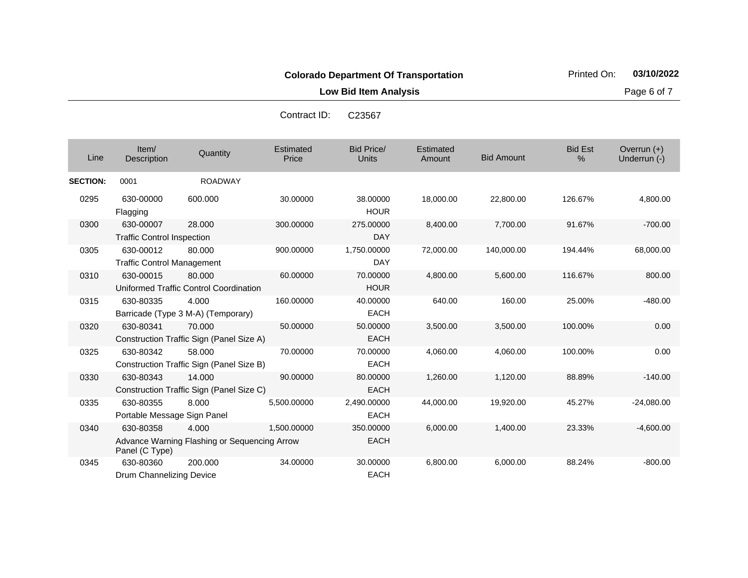**Colorado Department Of Transportation**

**Low Bid Item Analysis**

Printed On: **03/10/2022**

Contract ID: C23567

| Line | Item/ Description | Quantity | Estimated Price | Bid Price/ Units | Estimated Amount | Bid Amount | Bid Est % | Overrun (+) Underrun (-) |
|---|---|---|---|---|---|---|---|---|
| **SECTION:** | 0001 | ROADWAY | | | | | | |
| 0295 | 630-00000 Flagging | 600.000 | 30.00000 | 38.00000 HOUR | 18,000.00 | 22,800.00 | 126.67% | 4,800.00 |
| 0300 | 630-00007 Traffic Control Inspection | 28.000 | 300.00000 | 275.00000 DAY | 8,400.00 | 7,700.00 | 91.67% | -700.00 |
| 0305 | 630-00012 Traffic Control Management | 80.000 | 900.00000 | 1,750.00000 DAY | 72,000.00 | 140,000.00 | 194.44% | 68,000.00 |
| 0310 | 630-00015 Uniformed Traffic Control Coordination | 80.000 | 60.00000 | 70.00000 HOUR | 4,800.00 | 5,600.00 | 116.67% | 800.00 |
| 0315 | 630-80335 Barricade (Type 3 M-A) (Temporary) | 4.000 | 160.00000 | 40.00000 EACH | 640.00 | 160.00 | 25.00% | -480.00 |
| 0320 | 630-80341 Construction Traffic Sign (Panel Size A) | 70.000 | 50.00000 | 50.00000 EACH | 3,500.00 | 3,500.00 | 100.00% | 0.00 |
| 0325 | 630-80342 Construction Traffic Sign (Panel Size B) | 58.000 | 70.00000 | 70.00000 EACH | 4,060.00 | 4,060.00 | 100.00% | 0.00 |
| 0330 | 630-80343 Construction Traffic Sign (Panel Size C) | 14.000 | 90.00000 | 80.00000 EACH | 1,260.00 | 1,120.00 | 88.89% | -140.00 |
| 0335 | 630-80355 Portable Message Sign Panel | 8.000 | 5,500.00000 | 2,490.00000 EACH | 44,000.00 | 19,920.00 | 45.27% | -24,080.00 |
| 0340 | 630-80358 Advance Warning Flashing or Sequencing Arrow Panel (C Type) | 4.000 | 1,500.00000 | 350.00000 EACH | 6,000.00 | 1,400.00 | 23.33% | -4,600.00 |
| 0345 | 630-80360 Drum Channelizing Device | 200.000 | 34.00000 | 30.00000 EACH | 6,800.00 | 6,000.00 | 88.24% | -800.00 |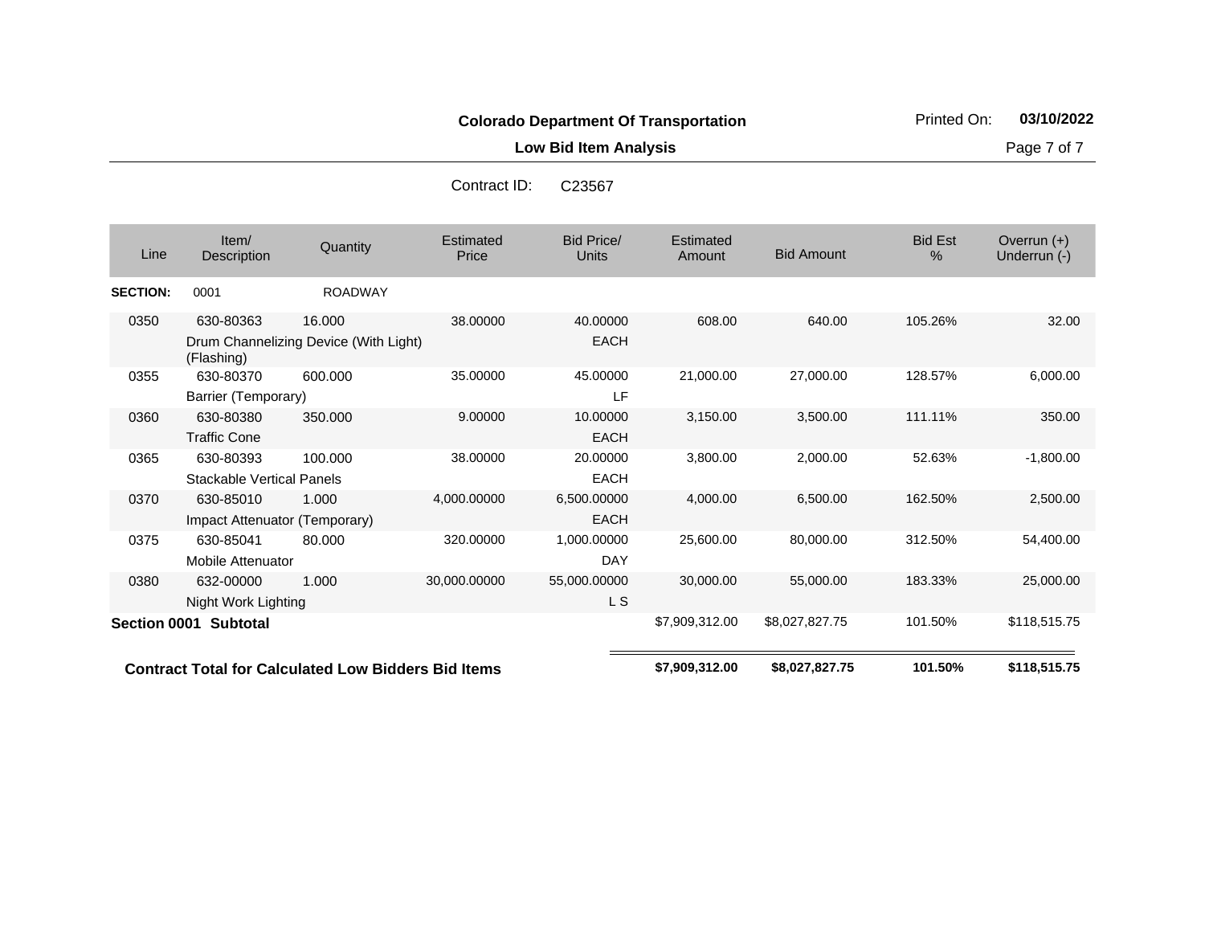**Colorado Department Of Transportation**

**Low Bid Item Analysis**

Printed On: **03/10/2022**

Contract ID: C23567

| Line | Item/ Description | Quantity | Estimated Price | Bid Price/ Units | Estimated Amount | Bid Amount | Bid Est % | Overrun (+) Underrun (-) |
|---|---|---|---|---|---|---|---|---|
| **SECTION:** | 0001 | ROADWAY | | | | | | |
| 0350 | 630-80363 Drum Channelizing Device (With Light) (Flashing) | 16.000 | 38.00000 | 40.00000 EACH | 608.00 | 640.00 | 105.26% | 32.00 |
| 0355 | 630-80370 Barrier (Temporary) | 600.000 | 35.00000 | 45.00000 LF | 21,000.00 | 27,000.00 | 128.57% | 6,000.00 |
| 0360 | 630-80380 Traffic Cone | 350.000 | 9.00000 | 10.00000 EACH | 3,150.00 | 3,500.00 | 111.11% | 350.00 |
| 0365 | 630-80393 Stackable Vertical Panels | 100.000 | 38.00000 | 20.00000 EACH | 3,800.00 | 2,000.00 | 52.63% | -1,800.00 |
| 0370 | 630-85010 Impact Attenuator (Temporary) | 1.000 | 4,000.00000 | 6,500.00000 EACH | 4,000.00 | 6,500.00 | 162.50% | 2,500.00 |
| 0375 | 630-85041 Mobile Attenuator | 80.000 | 320.00000 | 1,000.00000 DAY | 25,600.00 | 80,000.00 | 312.50% | 54,400.00 |
| 0380 | 632-00000 Night Work Lighting | 1.000 | 30,000.00000 | 55,000.00000 L S | 30,000.00 | 55,000.00 | 183.33% | 25,000.00 |
| **Section 0001 Subtotal** | | | | | $7,909,312.00 | $8,027,827.75 | 101.50% | $118,515.75 |
| **Contract Total for Calculated Low Bidders Bid Items** | | | | | **$7,909,312.00** | **$8,027,827.75** | **101.50%** | **$118,515.75** |